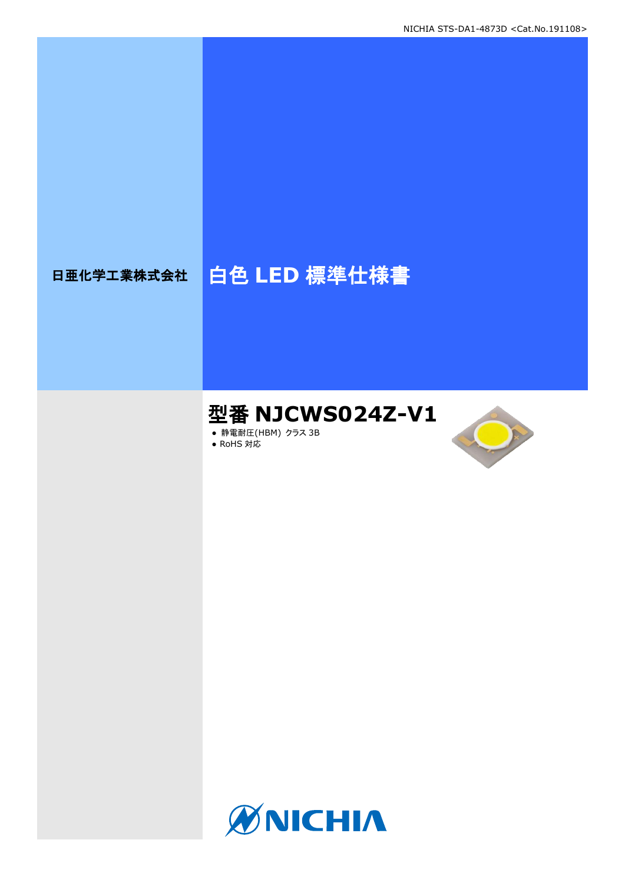日亜化学工業株式会社

# 白色 LED 標準仕様書

## 型番 NJCWS024Z-V1

- 静電耐圧(HBM) クラス 3B
- RoHS 対応

NICHIA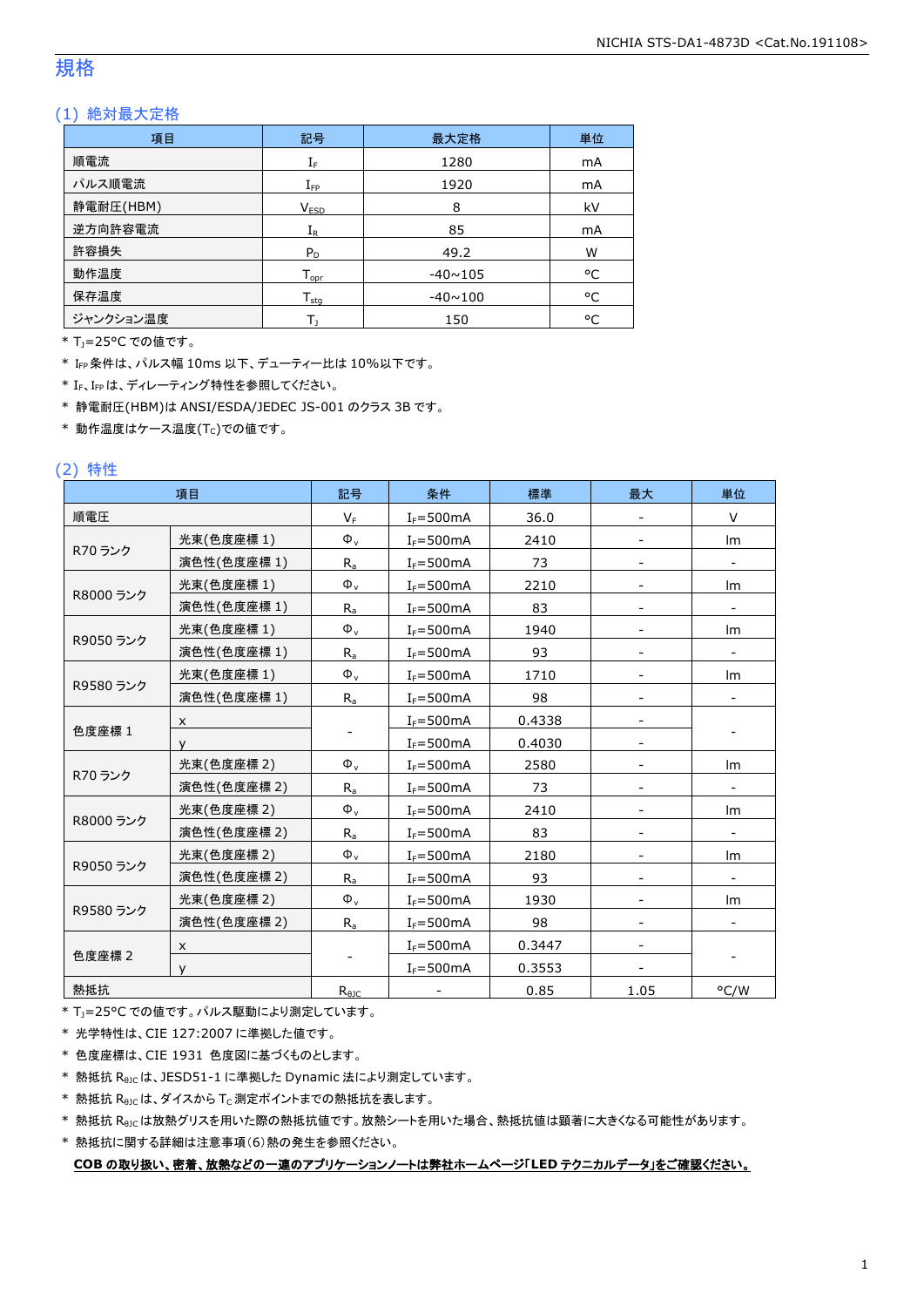# 規格

## (1) 絶対最大定格

| 項目 | 記号 | 最大定格 | 単位 |
|---|---|---|---|
| 順電流 | $I_F$ | 1280 | mA |
| パルス順電流 | $I_{FP}$ | 1920 | mA |
| 静電耐圧(HBM) | $V_{ESD}$ | 8 | kV |
| 逆方向許容電流 | $I_R$ | 85 | mA |
| 許容損失 | $P_D$ | 49.2 | W |
| 動作温度 | $T_{opr}$ | -40~105 | °C |
| 保存温度 | $T_{stg}$ | -40~100 | °C |
| ジャンクション温度 | $T_J$ | 150 | °C |

* $T_J$=25°C での値です。
* $I_{FP}$ 条件は、パルス幅 10ms 以下、デューティー比は 10%以下です。
* $I_F$、$I_{FP}$ は、ディレーティング特性を参照してください。
* 静電耐圧(HBM)は ANSI/ESDA/JEDEC JS-001 のクラス 3B です。
* 動作温度はケース温度($T_C$)での値です。

## (2) 特性

| 項目 | | 記号 | 条件 | 標準 | 最大 | 単位 |
|---|---|---|---|---|---|---|
| 順電圧 | | $V_F$ | $I_F$=500mA | 36.0 | - | V |
| R70 ランク | 光束(色度座標 1) | $\Phi_v$ | $I_F$=500mA | 2410 | - | lm |
| | 演色性(色度座標 1) | $R_a$ | $I_F$=500mA | 73 | - | - |
| R8000 ランク | 光束(色度座標 1) | $\Phi_v$ | $I_F$=500mA | 2210 | - | lm |
| | 演色性(色度座標 1) | $R_a$ | $I_F$=500mA | 83 | - | - |
| R9050 ランク | 光束(色度座標 1) | $\Phi_v$ | $I_F$=500mA | 1940 | - | lm |
| | 演色性(色度座標 1) | $R_a$ | $I_F$=500mA | 93 | - | - |
| R9580 ランク | 光束(色度座標 1) | $\Phi_v$ | $I_F$=500mA | 1710 | - | lm |
| | 演色性(色度座標 1) | $R_a$ | $I_F$=500mA | 98 | - | - |
| 色度座標 1 | x | - | $I_F$=500mA | 0.4338 | - | - |
| | y | | $I_F$=500mA | 0.4030 | - | |
| R70 ランク | 光束(色度座標 2) | $\Phi_v$ | $I_F$=500mA | 2580 | - | lm |
| | 演色性(色度座標 2) | $R_a$ | $I_F$=500mA | 73 | - | - |
| R8000 ランク | 光束(色度座標 2) | $\Phi_v$ | $I_F$=500mA | 2410 | - | lm |
| | 演色性(色度座標 2) | $R_a$ | $I_F$=500mA | 83 | - | - |
| R9050 ランク | 光束(色度座標 2) | $\Phi_v$ | $I_F$=500mA | 2180 | - | lm |
| | 演色性(色度座標 2) | $R_a$ | $I_F$=500mA | 93 | - | - |
| R9580 ランク | 光束(色度座標 2) | $\Phi_v$ | $I_F$=500mA | 1930 | - | lm |
| | 演色性(色度座標 2) | $R_a$ | $I_F$=500mA | 98 | - | - |
| 色度座標 2 | x | - | $I_F$=500mA | 0.3447 | - | - |
| | y | | $I_F$=500mA | 0.3553 | - | |
| 熱抵抗 | | $R_{\theta JC}$ | - | 0.85 | 1.05 | °C/W |

* $T_J$=25°C での値です。パルス駆動により測定しています。
* 光学特性は、CIE 127:2007 に準拠した値です。
* 色度座標は、CIE 1931 色度図に基づくものとします。
* 熱抵抗 $R_{\theta JC}$ は、JESD51-1 に準拠した Dynamic 法により測定しています。
* 熱抵抗 $R_{\theta JC}$ は、ダイスから $T_C$ 測定ポイントまでの熱抵抗を表します。
* 熱抵抗 $R_{\theta JC}$ は放熱グリスを用いた際の熱抵抗値です。放熱シートを用いた場合、熱抵抗値は顕著に大きくなる可能性があります。
* 熱抵抗に関する詳細は注意事項(6)熱の発生を参照ください。

**COB の取り扱い、密着、放熱などの一連のアプリケーションノートは弊社ホームページ「LED テクニカルデータ」をご確認ください。**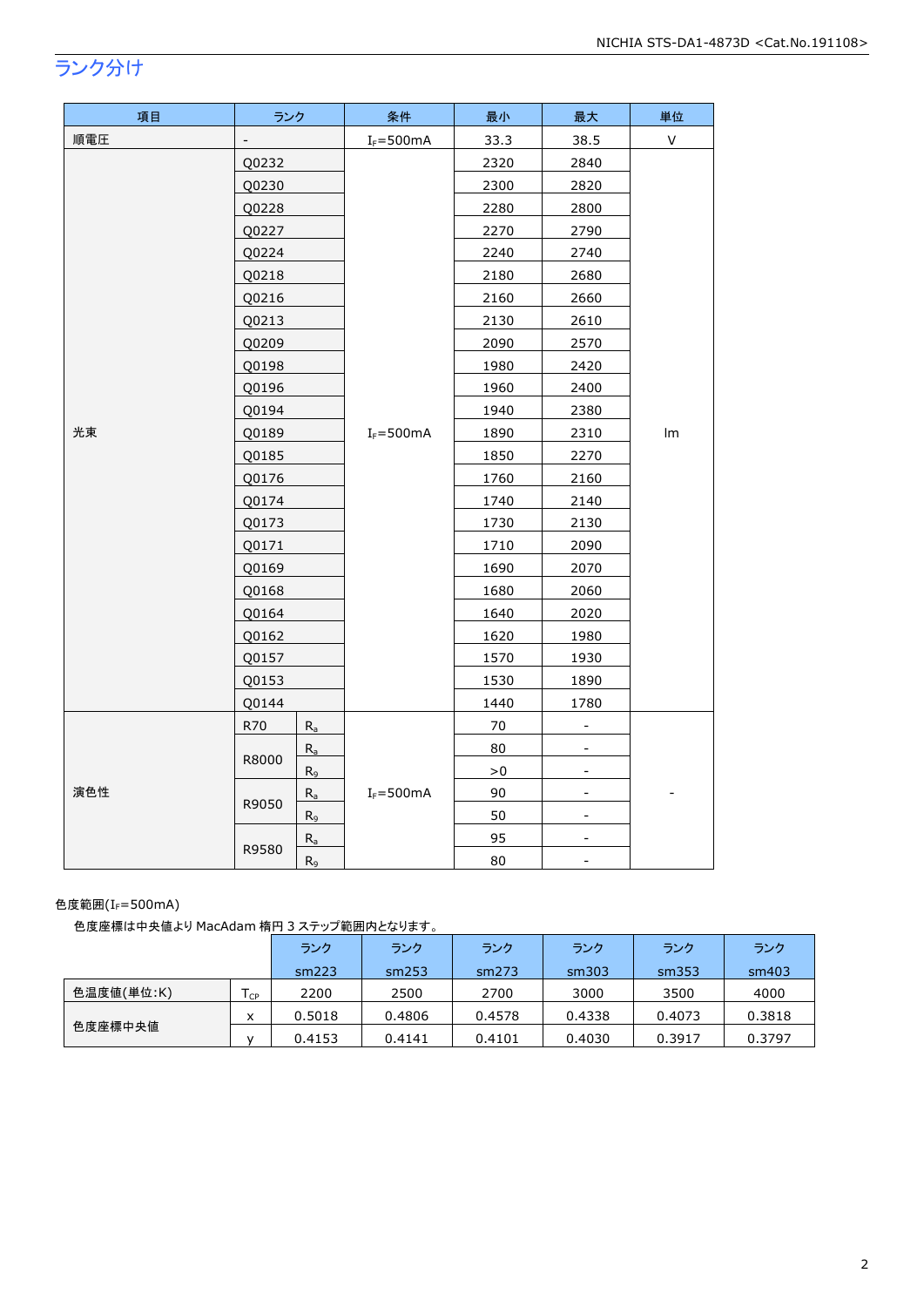## ランク分け

| 項目 | ランク | | 条件 | 最小 | 最大 | 単位 |
|---|---|---|---|---|---|---|
| 順電圧 | - | | $I_F$=500mA | 33.3 | 38.5 | V |
| 光束 | Q0232 | | $I_F$=500mA | 2320 | 2840 | lm |
| | Q0230 | | | 2300 | 2820 | |
| | Q0228 | | | 2280 | 2800 | |
| | Q0227 | | | 2270 | 2790 | |
| | Q0224 | | | 2240 | 2740 | |
| | Q0218 | | | 2180 | 2680 | |
| | Q0216 | | | 2160 | 2660 | |
| | Q0213 | | | 2130 | 2610 | |
| | Q0209 | | | 2090 | 2570 | |
| | Q0198 | | | 1980 | 2420 | |
| | Q0196 | | | 1960 | 2400 | |
| | Q0194 | | | 1940 | 2380 | |
| | Q0189 | | | 1890 | 2310 | |
| | Q0185 | | | 1850 | 2270 | |
| | Q0176 | | | 1760 | 2160 | |
| | Q0174 | | | 1740 | 2140 | |
| | Q0173 | | | 1730 | 2130 | |
| | Q0171 | | | 1710 | 2090 | |
| | Q0169 | | | 1690 | 2070 | |
| | Q0168 | | | 1680 | 2060 | |
| | Q0164 | | | 1640 | 2020 | |
| | Q0162 | | | 1620 | 1980 | |
| | Q0157 | | | 1570 | 1930 | |
| | Q0153 | | | 1530 | 1890 | |
| | Q0144 | | | 1440 | 1780 | |
| 演色性 | R70 | $R_a$ | $I_F$=500mA | 70 | - | - |
| | R8000 | $R_a$ | | 80 | - | |
| | | $R_9$ | | >0 | - | |
| | R9050 | $R_a$ | | 90 | - | |
| | | $R_9$ | | 50 | - | |
| | R9580 | $R_a$ | | 95 | - | |
| | | $R_9$ | | 80 | - | |

色度範囲($I_F$=500mA)

色度座標は中央値より MacAdam 楕円 3 ステップ範囲内となります。

| | | ランク sm223 | ランク sm253 | ランク sm273 | ランク sm303 | ランク sm353 | ランク sm403 |
|---|---|---|---|---|---|---|---|
| 色温度値(単位:K) | $T_{CP}$ | 2200 | 2500 | 2700 | 3000 | 3500 | 4000 |
| 色度座標中央値 | x | 0.5018 | 0.4806 | 0.4578 | 0.4338 | 0.4073 | 0.3818 |
| | y | 0.4153 | 0.4141 | 0.4101 | 0.4030 | 0.3917 | 0.3797 |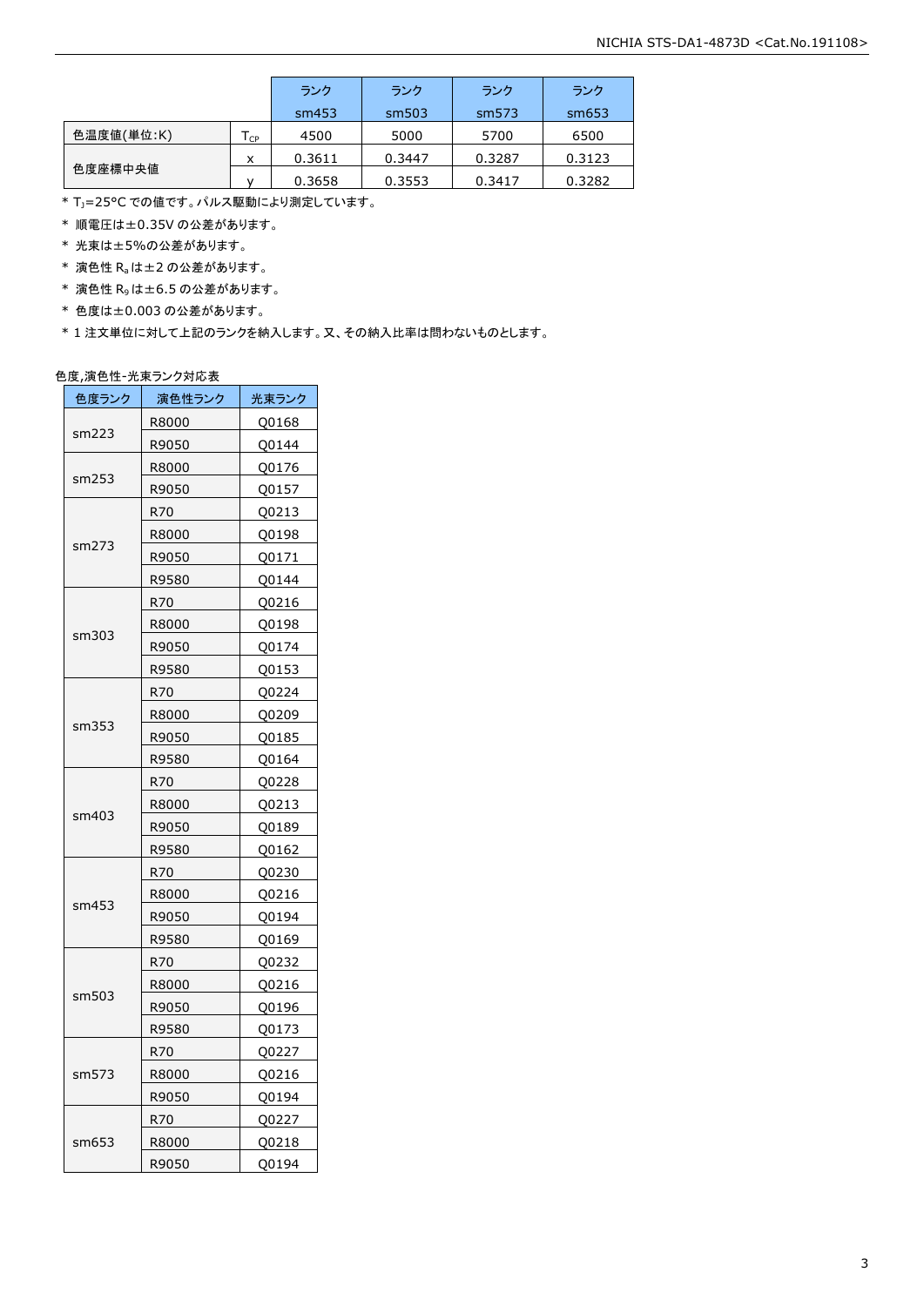| | | ランク sm453 | ランク sm503 | ランク sm573 | ランク sm653 |
|---|---|---|---|---|---|
| 色温度値(単位:K) | $T_{CP}$ | 4500 | 5000 | 5700 | 6500 |
| 色度座標中央値 | x | 0.3611 | 0.3447 | 0.3287 | 0.3123 |
| | y | 0.3658 | 0.3553 | 0.3417 | 0.3282 |

* $T_J$=25°C での値です。パルス駆動により測定しています。
* 順電圧は±0.35V の公差があります。
* 光束は±5%の公差があります。
* 演色性 $R_a$ は±2 の公差があります。
* 演色性 $R_9$ は±6.5 の公差があります。
* 色度は±0.003 の公差があります。
* 1 注文単位に対して上記のランクを納入します。又、その納入比率は問わないものとします。

色度,演色性-光束ランク対応表

| 色度ランク | 演色性ランク | 光束ランク |
|---|---|---|
| sm223 | R8000 | Q0168 |
| | R9050 | Q0144 |
| sm253 | R8000 | Q0176 |
| | R9050 | Q0157 |
| sm273 | R70 | Q0213 |
| | R8000 | Q0198 |
| | R9050 | Q0171 |
| | R9580 | Q0144 |
| sm303 | R70 | Q0216 |
| | R8000 | Q0198 |
| | R9050 | Q0174 |
| | R9580 | Q0153 |
| sm353 | R70 | Q0224 |
| | R8000 | Q0209 |
| | R9050 | Q0185 |
| | R9580 | Q0164 |
| sm403 | R70 | Q0228 |
| | R8000 | Q0213 |
| | R9050 | Q0189 |
| | R9580 | Q0162 |
| sm453 | R70 | Q0230 |
| | R8000 | Q0216 |
| | R9050 | Q0194 |
| | R9580 | Q0169 |
| sm503 | R70 | Q0232 |
| | R8000 | Q0216 |
| | R9050 | Q0196 |
| | R9580 | Q0173 |
| sm573 | R70 | Q0227 |
| | R8000 | Q0216 |
| | R9050 | Q0194 |
| sm653 | R70 | Q0227 |
| | R8000 | Q0218 |
| | R9050 | Q0194 |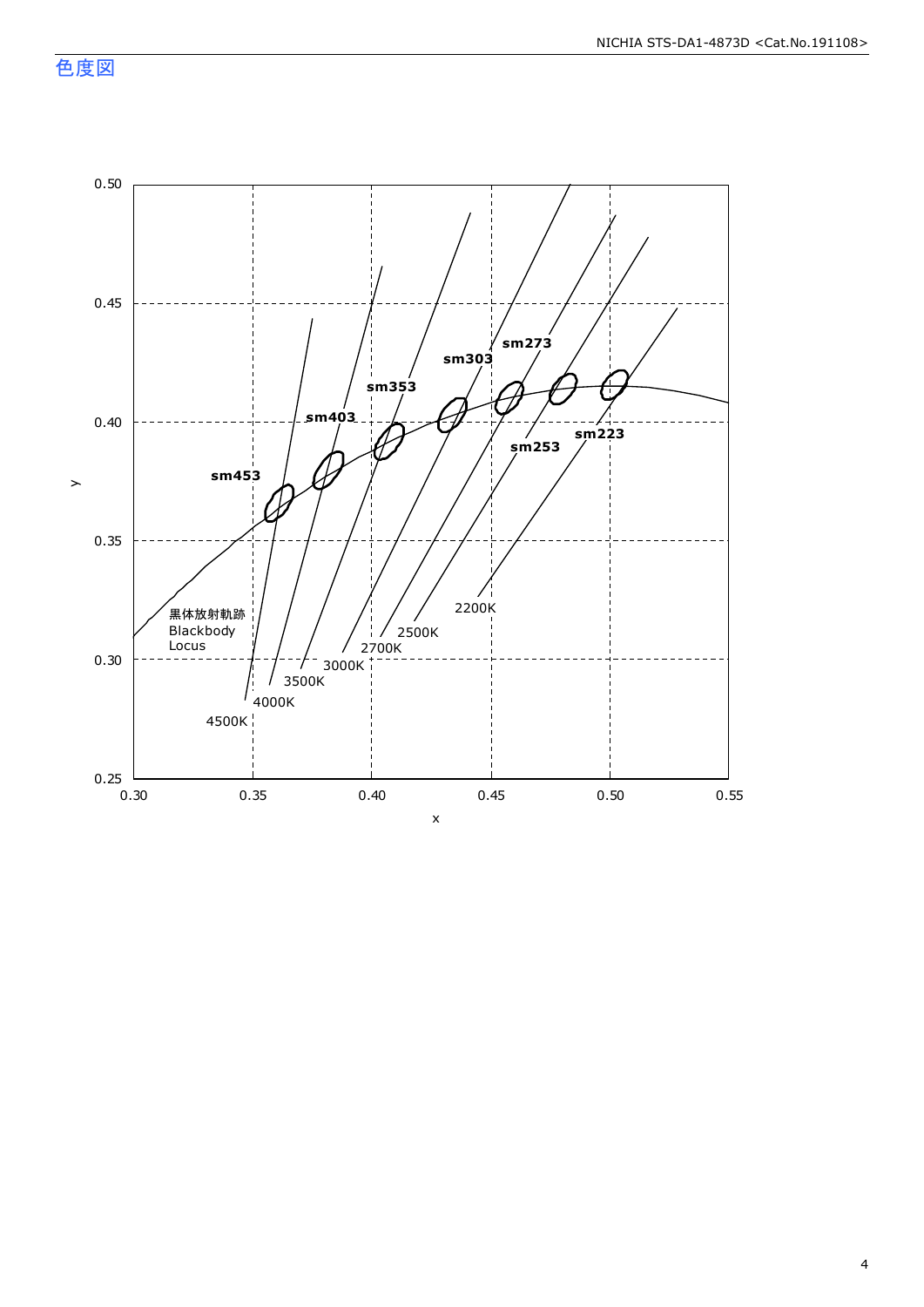## 色度図

| | |
|---|---|
| y | 0.25 – 0.50 |
| x | 0.30 – 0.55 |

sm453, sm403, sm353, sm303, sm273, sm253, sm223

4500K, 4000K, 3500K, 3000K, 2700K, 2500K, 2200K

黒体放射軌跡
Blackbody
Locus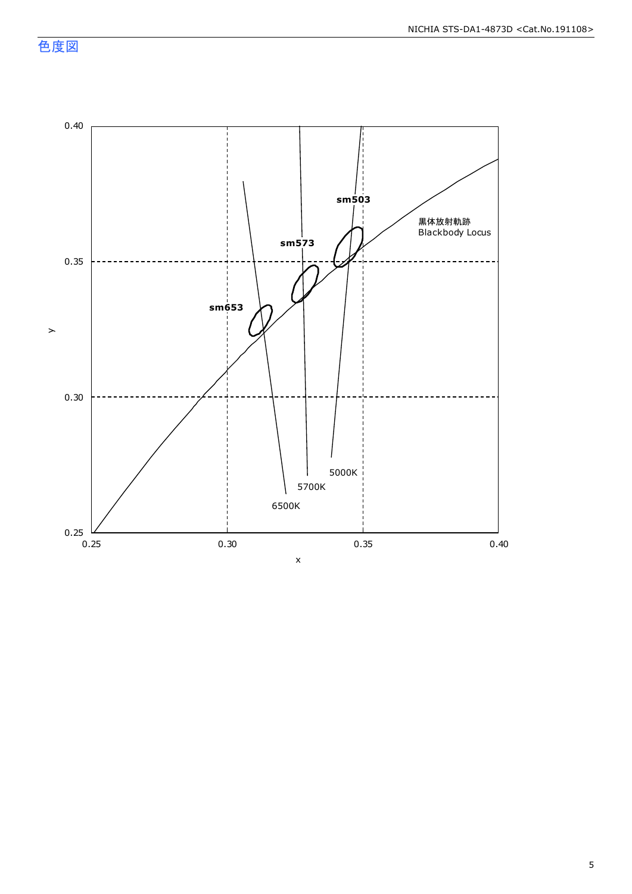## 色度図

| Label | Note |
|---|---|
| 黒体放射軌跡 | Blackbody Locus |

sm503

sm573

sm653

5000K

5700K

6500K

y: 0.25, 0.30, 0.35, 0.40

x: 0.25, 0.30, 0.35, 0.40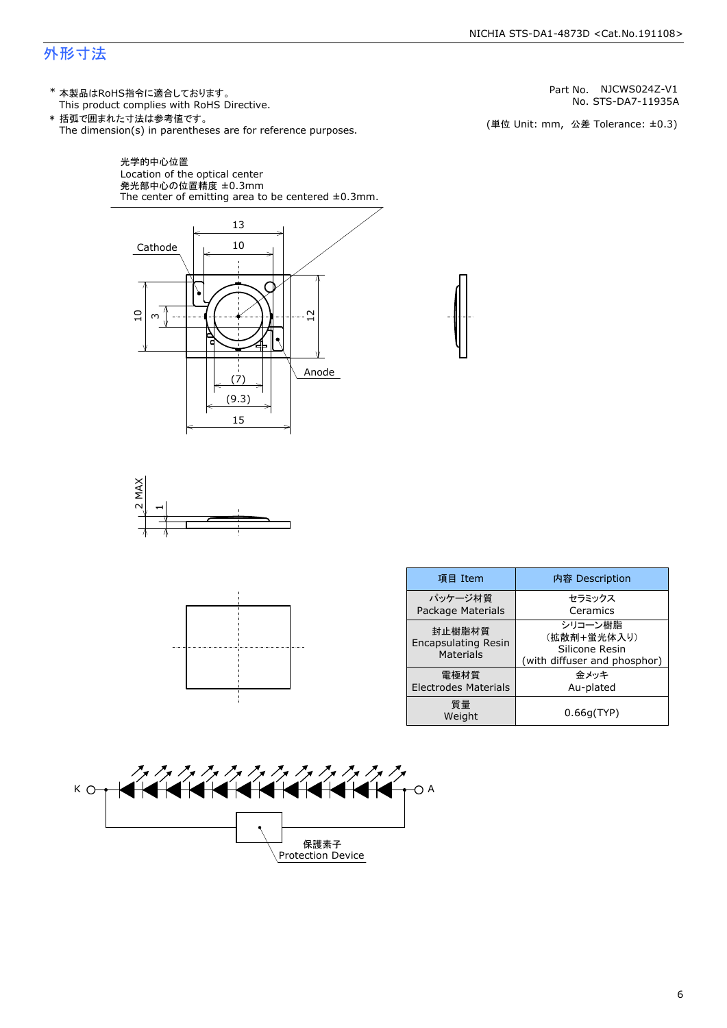# 外形寸法

* 本製品はRoHS指令に適合しております。
  This product complies with RoHS Directive.
* 括弧で囲まれた寸法は参考値です。
  The dimension(s) in parentheses are for reference purposes.

Part No. NJCWS024Z-V1
No. STS-DA7-11935A

(単位 Unit: mm, 公差 Tolerance: ±0.3)

光学的中心位置
Location of the optical center
発光部中心の位置精度 ±0.3mm
The center of emitting area to be centered ±0.3mm.

Cathode

Anode

13, 10, 10, 3, 12, (7), (9.3), 15

2 MAX, 1

| 項目 Item | 内容 Description |
|---|---|
| パッケージ材質<br>Package Materials | セラミックス<br>Ceramics |
| 封止樹脂材質<br>Encapsulating Resin Materials | シリコーン樹脂<br>(拡散剤+蛍光体入り)<br>Silicone Resin<br>(with diffuser and phosphor) |
| 電極材質<br>Electrodes Materials | 金メッキ<br>Au-plated |
| 質量<br>Weight | 0.66g(TYP) |

K, A

保護素子
Protection Device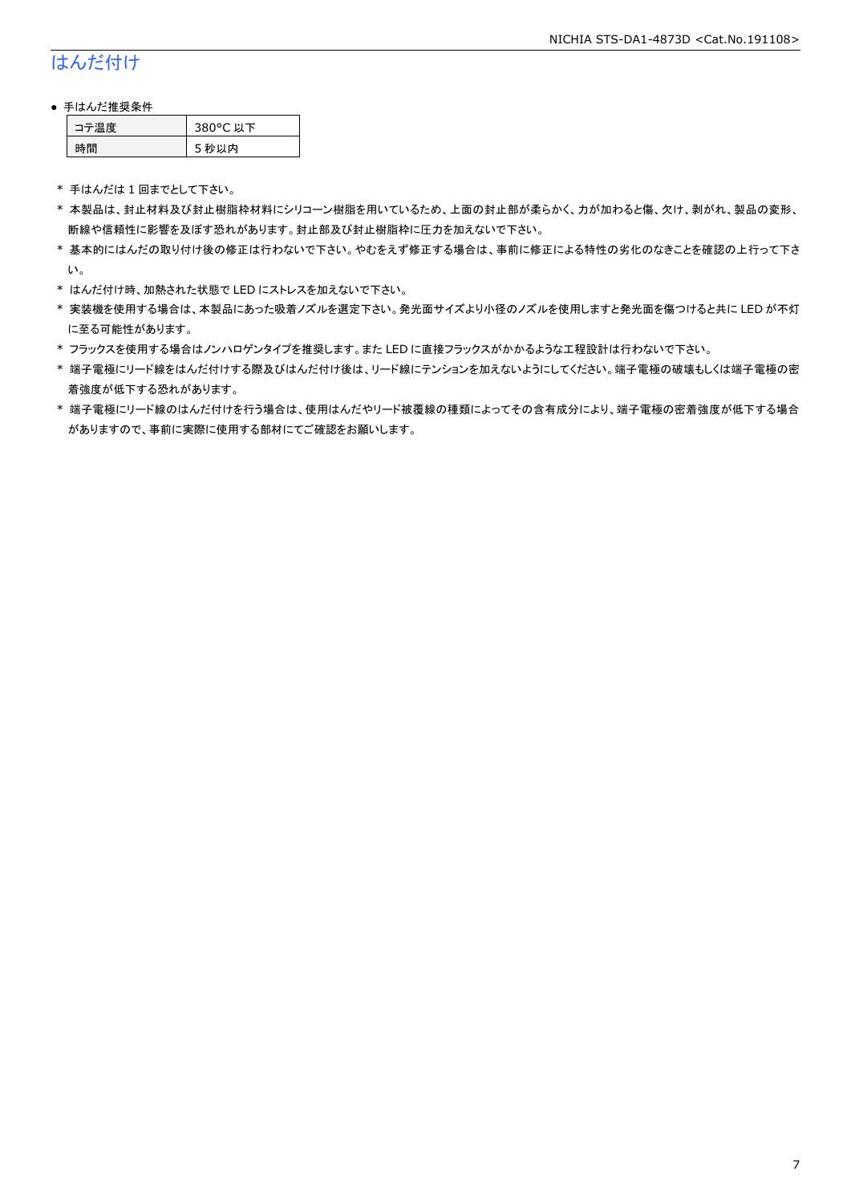# はんだ付け

- 手はんだ推奨条件

| コテ温度 | 380°C 以下 |
|---|---|
| 時間 | 5 秒以内 |

\* 手はんだは 1 回までとして下さい。

\* 本製品は、封止材料及び封止樹脂枠材料にシリコーン樹脂を用いているため、上面の封止部が柔らかく、力が加わると傷、欠け、剥がれ、製品の変形、断線や信頼性に影響を及ぼす恐れがあります。封止部及び封止樹脂枠に圧力を加えないで下さい。

\* 基本的にはんだの取り付け後の修正は行わないで下さい。やむをえず修正する場合は、事前に修正による特性の劣化のなきことを確認の上行って下さい。

\* はんだ付け時、加熱された状態で LED にストレスを加えないで下さい。

\* 実装機を使用する場合は、本製品にあった吸着ノズルを選定下さい。発光面サイズより小径のノズルを使用しますと発光面を傷つけると共に LED が不灯に至る可能性があります。

\* フラックスを使用する場合はノンハロゲンタイプを推奨します。また LED に直接フラックスがかかるような工程設計は行わないで下さい。

\* 端子電極にリード線をはんだ付けする際及びはんだ付け後は、リード線にテンションを加えないようにしてください。端子電極の破壊もしくは端子電極の密着強度が低下する恐れがあります。

\* 端子電極にリード線のはんだ付けを行う場合は、使用はんだやリード被覆線の種類によってその含有成分により、端子電極の密着強度が低下する場合がありますので、事前に実際に使用する部材にてご確認をお願いします。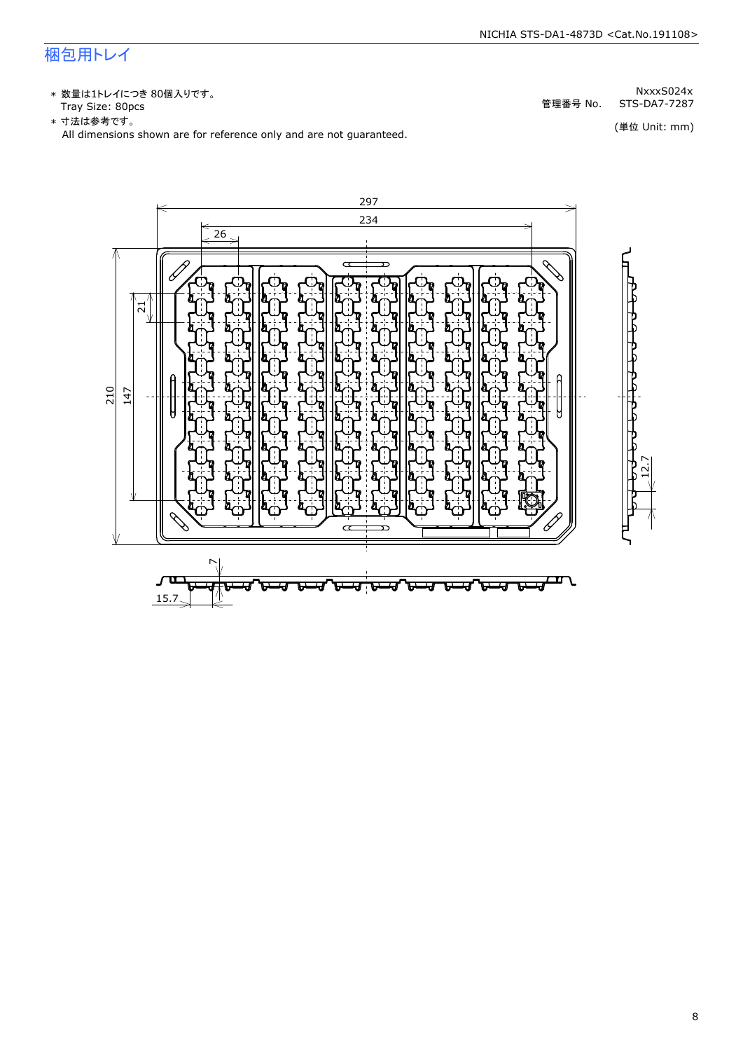# 梱包用トレイ

* 数量は1トレイにつき 80個入りです。
  Tray Size: 80pcs
* 寸法は参考です。
  All dimensions shown are for reference only and are not guaranteed.

NxxxS024x
管理番号 No. STS-DA7-7287

(単位 Unit: mm)

297
234
26
21
210
147
12.7
7
15.7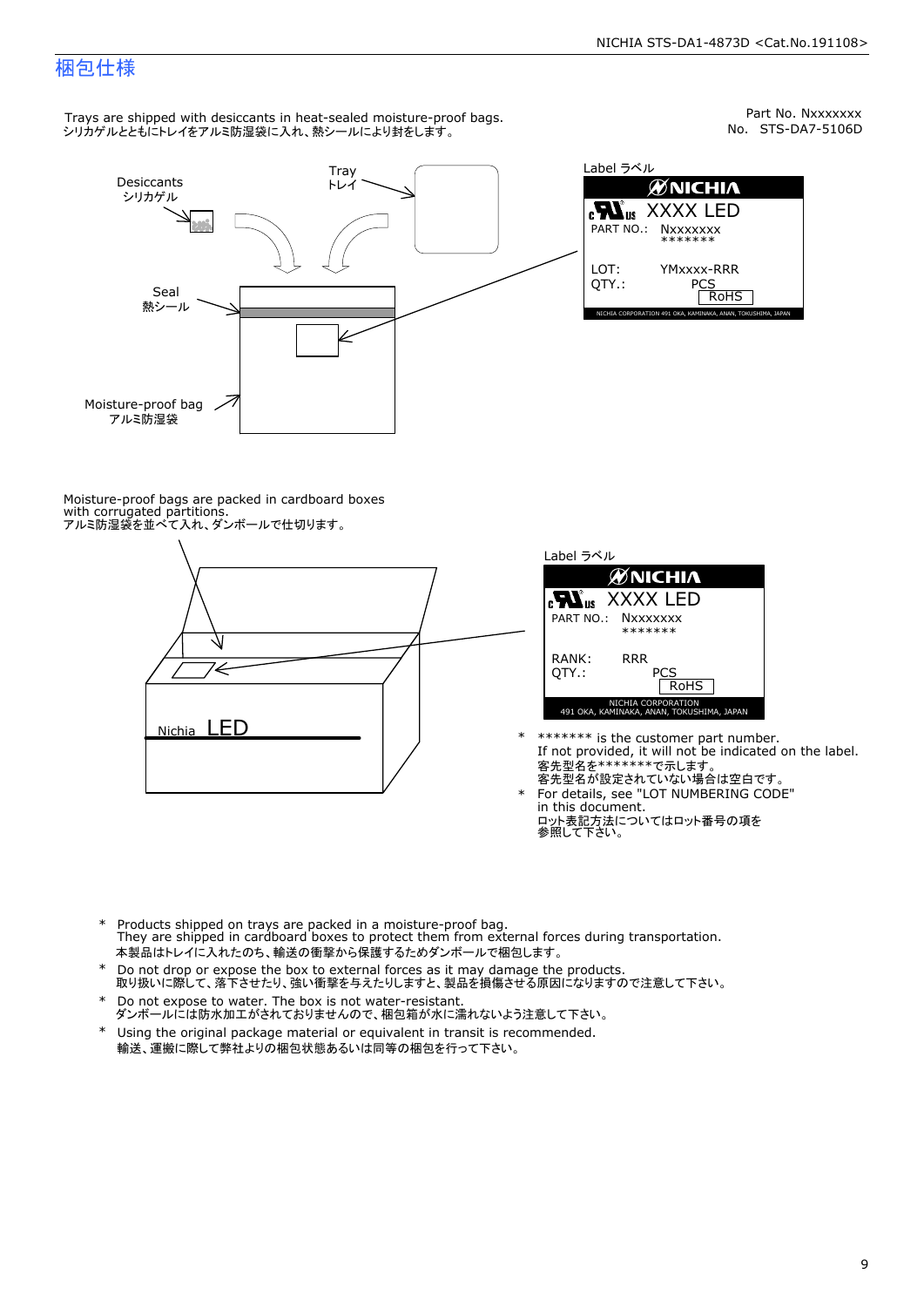# 梱包仕様

Part No. Nxxxxxxx
No. STS-DA7-5106D

Trays are shipped with desiccants in heat-sealed moisture-proof bags.
シリカゲルとともにトレイをアルミ防湿袋に入れ、熱シールにより封をします。

Desiccants
シリカゲル

Tray
トレイ

Seal
熱シール

Moisture-proof bag
アルミ防湿袋

Label ラベル

NICHIA
XXXX LED
PART NO.: Nxxxxxxx
*******
LOT: YMxxxx-RRR
QTY.: PCS
RoHS
NICHIA CORPORATION 491 OKA, KAMINAKA, ANAN, TOKUSHIMA, JAPAN

Moisture-proof bags are packed in cardboard boxes with corrugated partitions.
アルミ防湿袋を並べて入れ、ダンボールで仕切ります。

Nichia LED

Label ラベル

NICHIA
XXXX LED
PART NO.: Nxxxxxxx
*******
RANK: RRR
QTY.: PCS
RoHS
NICHIA CORPORATION
491 OKA, KAMINAKA, ANAN, TOKUSHIMA, JAPAN

- ******* is the customer part number.
  If not provided, it will not be indicated on the label.
  客先型名を*******で示します。
  客先型名が設定されていない場合は空白です。
- For details, see "LOT NUMBERING CODE" in this document.
  ロット表記方法についてはロット番号の項を参照して下さい。

- Products shipped on trays are packed in a moisture-proof bag.
  They are shipped in cardboard boxes to protect them from external forces during transportation.
  本製品はトレイに入れたのち、輸送の衝撃から保護するためダンボールで梱包します。
- Do not drop or expose the box to external forces as it may damage the products.
  取り扱いに際して、落下させたり、強い衝撃を与えたりしますと、製品を損傷させる原因になりますので注意して下さい。
- Do not expose to water. The box is not water-resistant.
  ダンボールには防水加工がされておりませんので、梱包箱が水に濡れないよう注意して下さい。
- Using the original package material or equivalent in transit is recommended.
  輸送、運搬に際して弊社よりの梱包状態あるいは同等の梱包を行って下さい。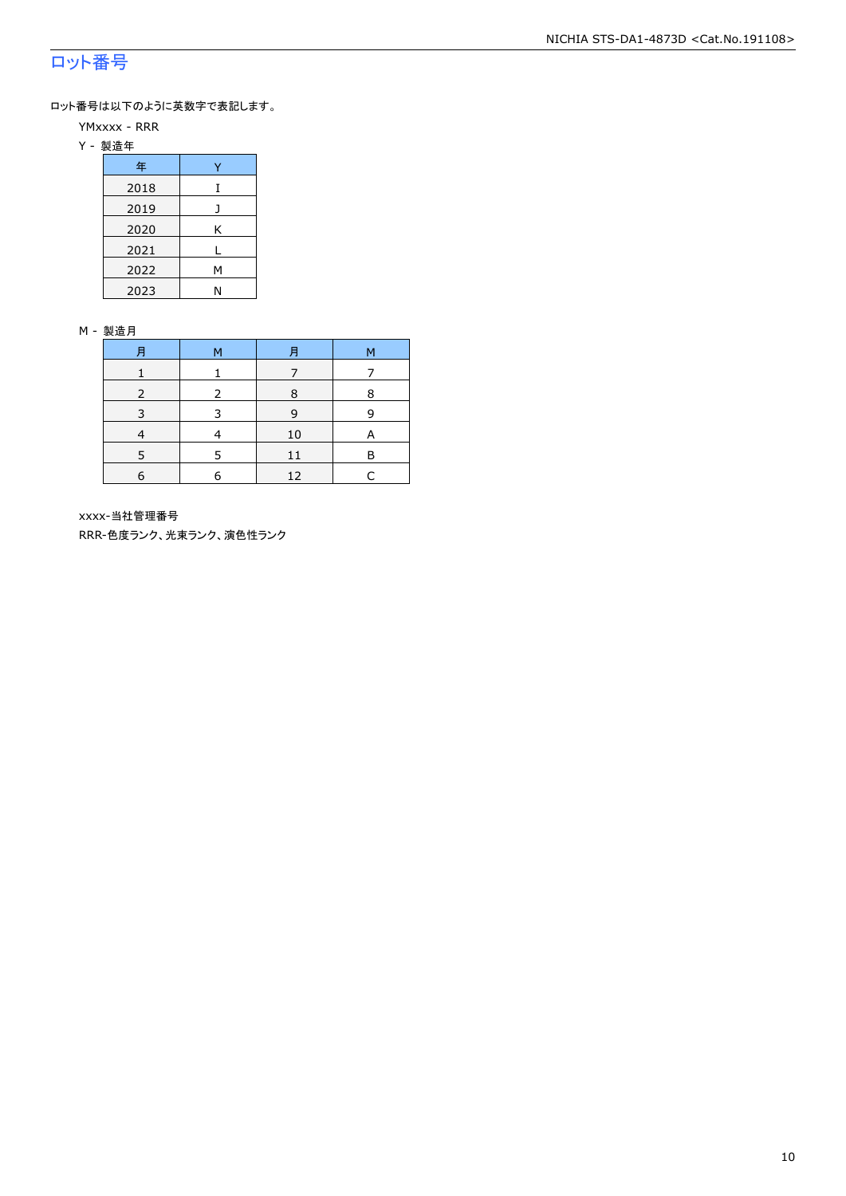# ロット番号

ロット番号は以下のように英数字で表記します。

YMxxxx - RRR

Y - 製造年

| 年 | Y |
|---|---|
| 2018 | I |
| 2019 | J |
| 2020 | K |
| 2021 | L |
| 2022 | M |
| 2023 | N |

M - 製造月

| 月 | M | 月 | M |
|---|---|---|---|
| 1 | 1 | 7 | 7 |
| 2 | 2 | 8 | 8 |
| 3 | 3 | 9 | 9 |
| 4 | 4 | 10 | A |
| 5 | 5 | 11 | B |
| 6 | 6 | 12 | C |

xxxx-当社管理番号

RRR-色度ランク、光束ランク、演色性ランク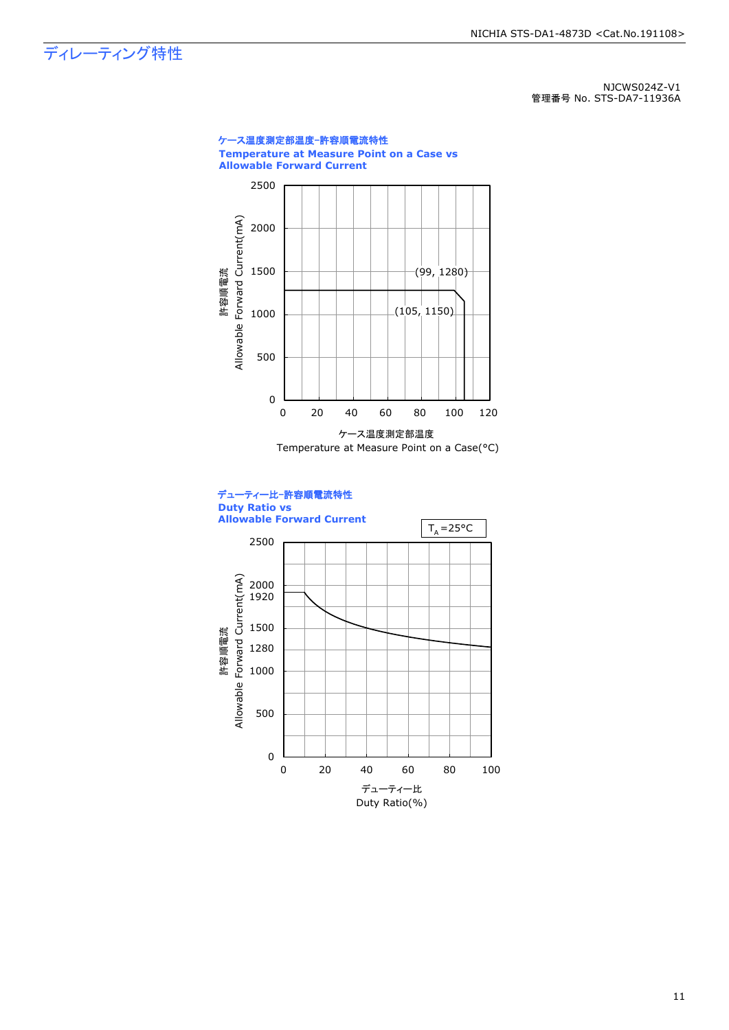# ディレーティング特性

NJCWS024Z-V1
管理番号 No. STS-DA7-11936A

**ケース温度測定部温度−許容順電流特性**
**Temperature at Measure Point on a Case vs Allowable Forward Current**

許容順電流 Allowable Forward Current(mA)

(99, 1280)
(105, 1150)

ケース温度測定部温度
Temperature at Measure Point on a Case(°C)

**デューティー比−許容順電流特性**
**Duty Ratio vs Allowable Forward Current**

$T_A$=25°C

許容順電流 Allowable Forward Current(mA)

デューティー比
Duty Ratio(%)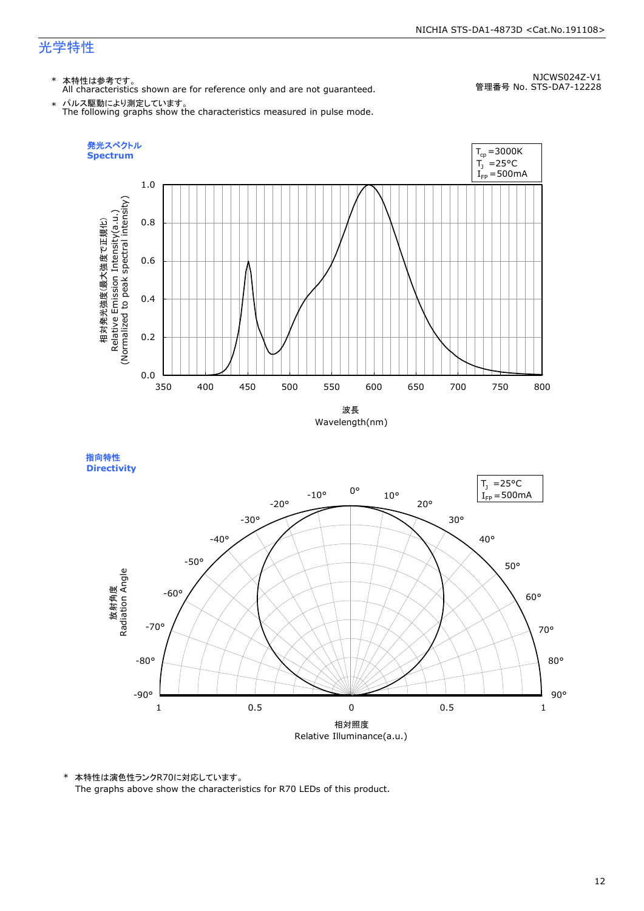# 光学特性

NJCWS024Z-V1
管理番号 No. STS-DA7-12228

\* 本特性は参考です。
All characteristics shown are for reference only and are not guaranteed.

\* パルス駆動により測定しています。
The following graphs show the characteristics measured in pulse mode.

**発光スペクトル**
**Spectrum**

$T_{cp}$ =3000K
$T_J$ =25°C
$I_{FP}$ =500mA

相対発光強度(最大強度で正規化)
Relative Emission Intensity(a.u.)
(Normalized to peak spectral intensity)

波長
Wavelength(nm)

**指向特性**
**Directivity**

$T_J$ =25°C
$I_{FP}$ =500mA

放射角度
Radiation Angle

相対照度
Relative Illuminance(a.u.)

\* 本特性は演色性ランクR70に対応しています。
The graphs above show the characteristics for R70 LEDs of this product.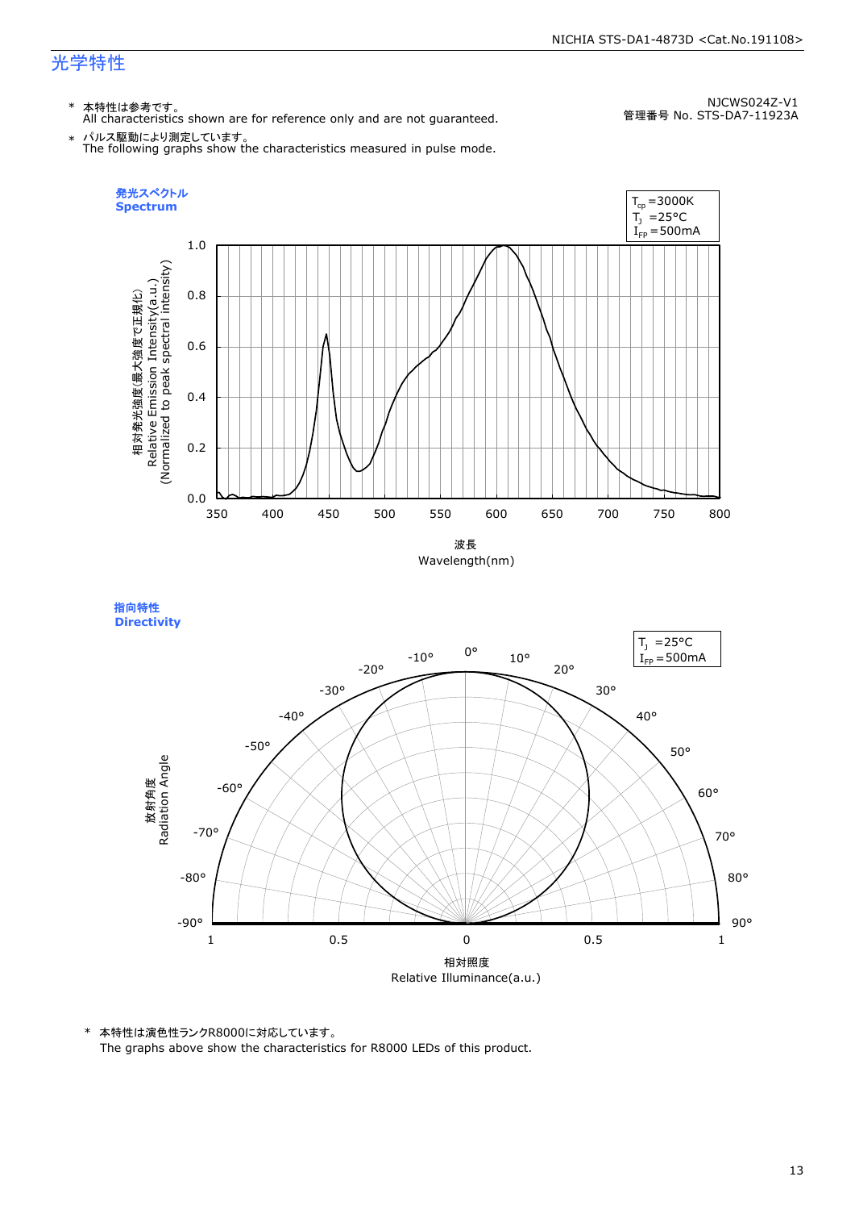# 光学特性

NJCWS024Z-V1
管理番号 No. STS-DA7-11923A

\* 本特性は参考です。
All characteristics shown are for reference only and are not guaranteed.

\* パルス駆動により測定しています。
The following graphs show the characteristics measured in pulse mode.

**発光スペクトル**
**Spectrum**

$T_{cp}$ =3000K
$T_J$ =25°C
$I_{FP}$ =500mA

相対発光強度(最大強度で正規化)
Relative Emission Intensity(a.u.)
(Normalized to peak spectral intensity)

波長
Wavelength(nm)

**指向特性**
**Directivity**

$T_J$ =25°C
$I_{FP}$ =500mA

放射角度
Radiation Angle

相対照度
Relative Illuminance(a.u.)

\* 本特性は演色性ランクR8000に対応しています。
The graphs above show the characteristics for R8000 LEDs of this product.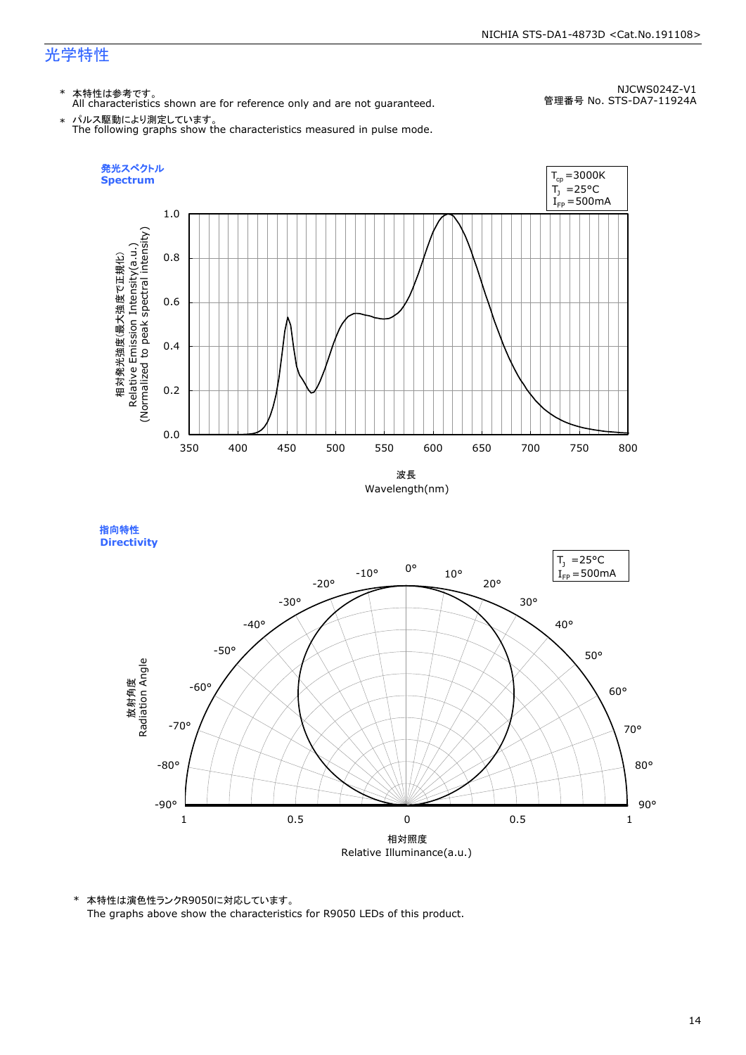# 光学特性

NJCWS024Z-V1
管理番号 No. STS-DA7-11924A

\* 本特性は参考です。
All characteristics shown are for reference only and are not guaranteed.

\* パルス駆動により測定しています。
The following graphs show the characteristics measured in pulse mode.

## 発光スペクトル
## Spectrum

$T_{cp}$ =3000K
$T_J$ =25°C
$I_{FP}$ =500mA

相対発光強度(最大強度で正規化)
Relative Emission Intensity(a.u.)
(Normalized to peak spectral intensity)

波長
Wavelength(nm)

## 指向特性
## Directivity

$T_J$ =25°C
$I_{FP}$ =500mA

放射角度
Radiation Angle

相対照度
Relative Illuminance(a.u.)

\* 本特性は演色性ランクR9050に対応しています。
The graphs above show the characteristics for R9050 LEDs of this product.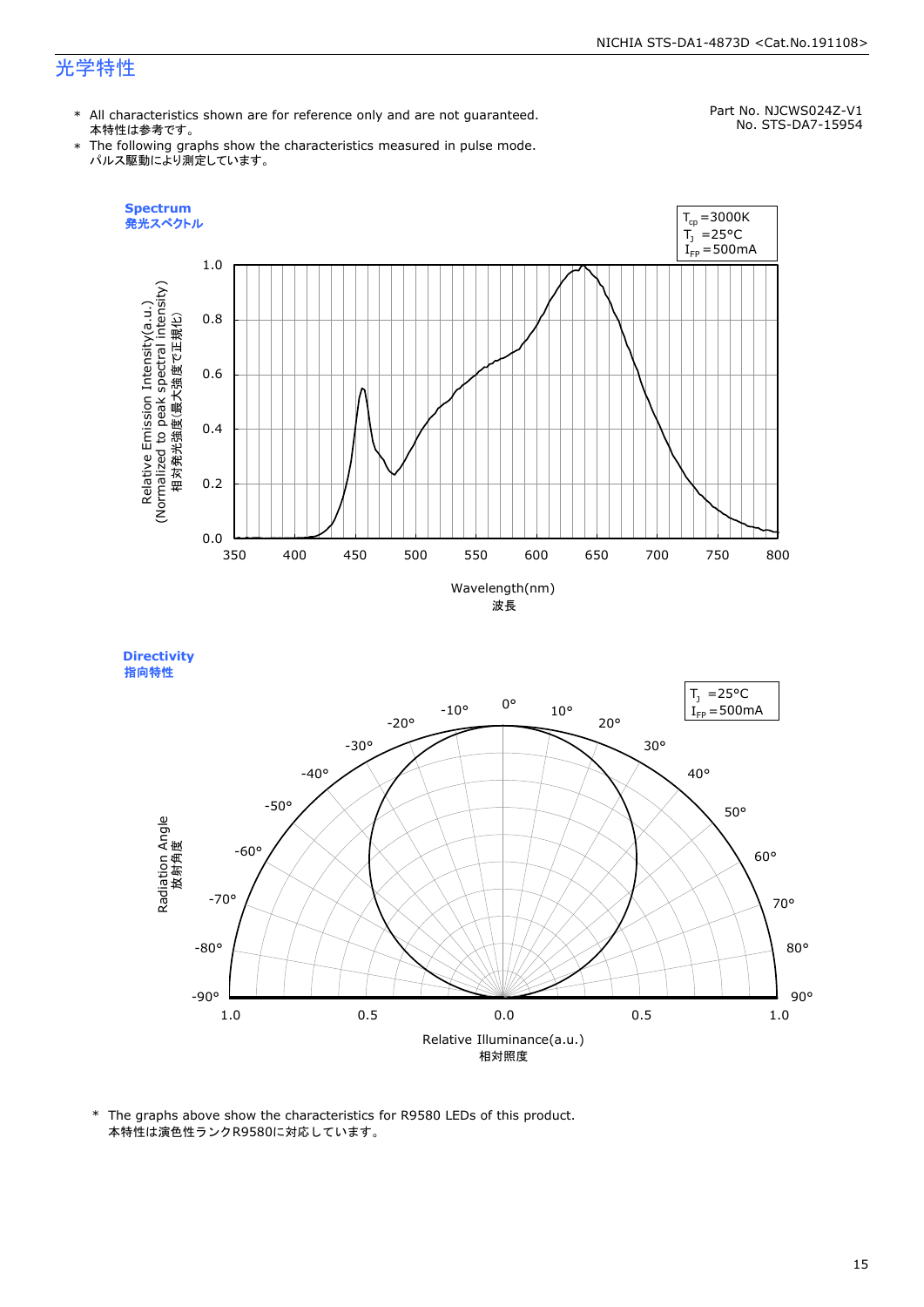# 光学特性

Part No. NJCWS024Z-V1
No. STS-DA7-15954

- \* All characteristics shown are for reference only and are not guaranteed.
  本特性は参考です。
- \* The following graphs show the characteristics measured in pulse mode.
  パルス駆動により測定しています。

**Spectrum**
**発光スペクトル**

$T_{cp}$ =3000K
$T_J$ =25°C
$I_{FP}$ =500mA

Relative Emission Intensity(a.u.)
(Normalized to peak spectral intensity)
相対発光強度(最大強度で正規化)

Wavelength(nm)
波長

**Directivity**
**指向特性**

$T_J$ =25°C
$I_{FP}$ =500mA

Radiation Angle
放射角度

Relative Illuminance(a.u.)
相対照度

\* The graphs above show the characteristics for R9580 LEDs of this product.
本特性は演色性ランクR9580に対応しています。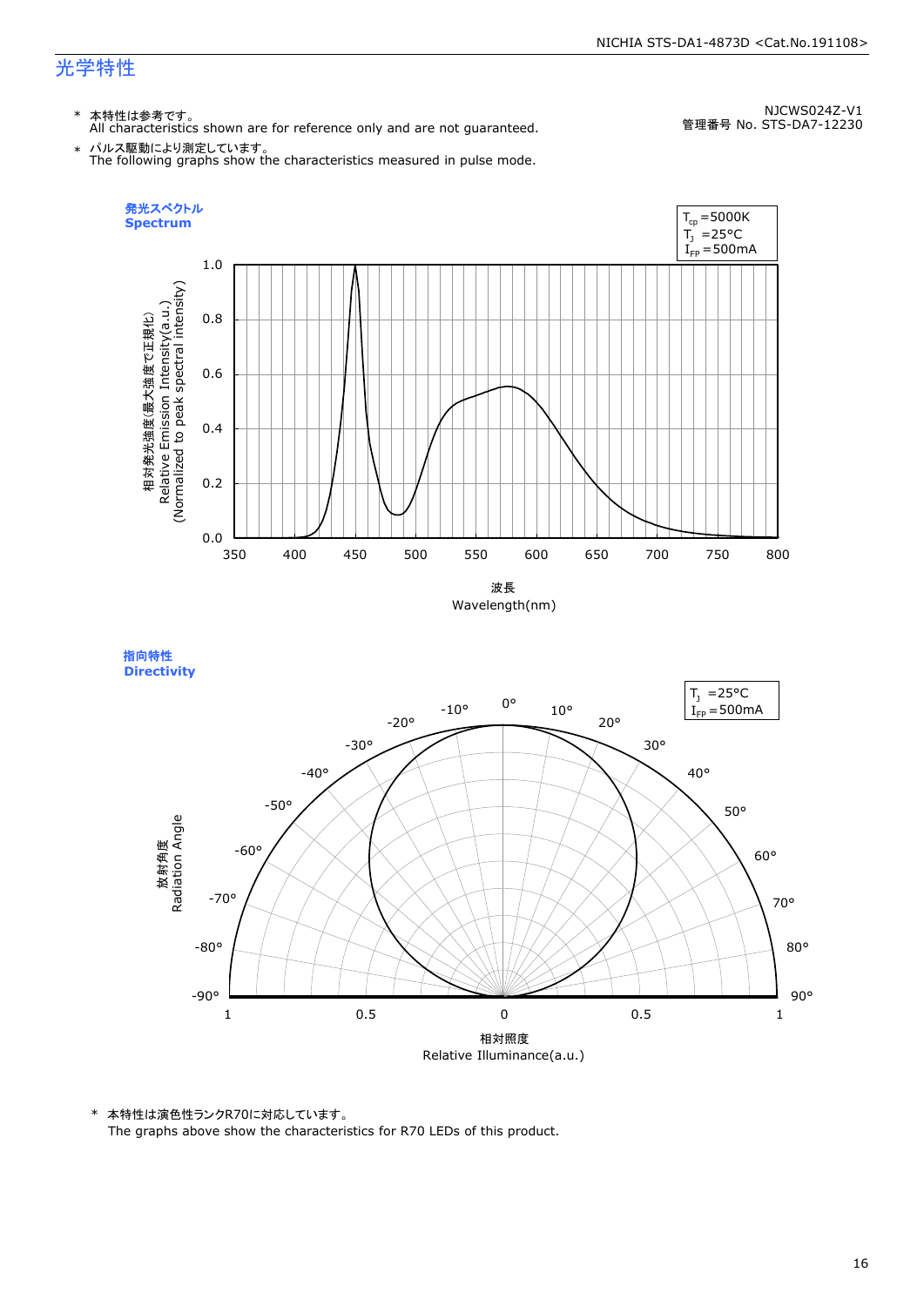# 光学特性

NJCWS024Z-V1
管理番号 No. STS-DA7-12230

\* 本特性は参考です。
All characteristics shown are for reference only and are not guaranteed.

\* パルス駆動により測定しています。
The following graphs show the characteristics measured in pulse mode.

**発光スペクトル**
**Spectrum**

$T_{cp}$ =5000K
$T_J$ =25°C
$I_{FP}$ =500mA

相対発光強度(最大強度で正規化)
Relative Emission Intensity(a.u.)
(Normalized to peak spectral intensity)

波長
Wavelength(nm)

**指向特性**
**Directivity**

$T_J$ =25°C
$I_{FP}$ =500mA

放射角度
Radiation Angle

相対照度
Relative Illuminance(a.u.)

\* 本特性は演色性ランクR70に対応しています。
The graphs above show the characteristics for R70 LEDs of this product.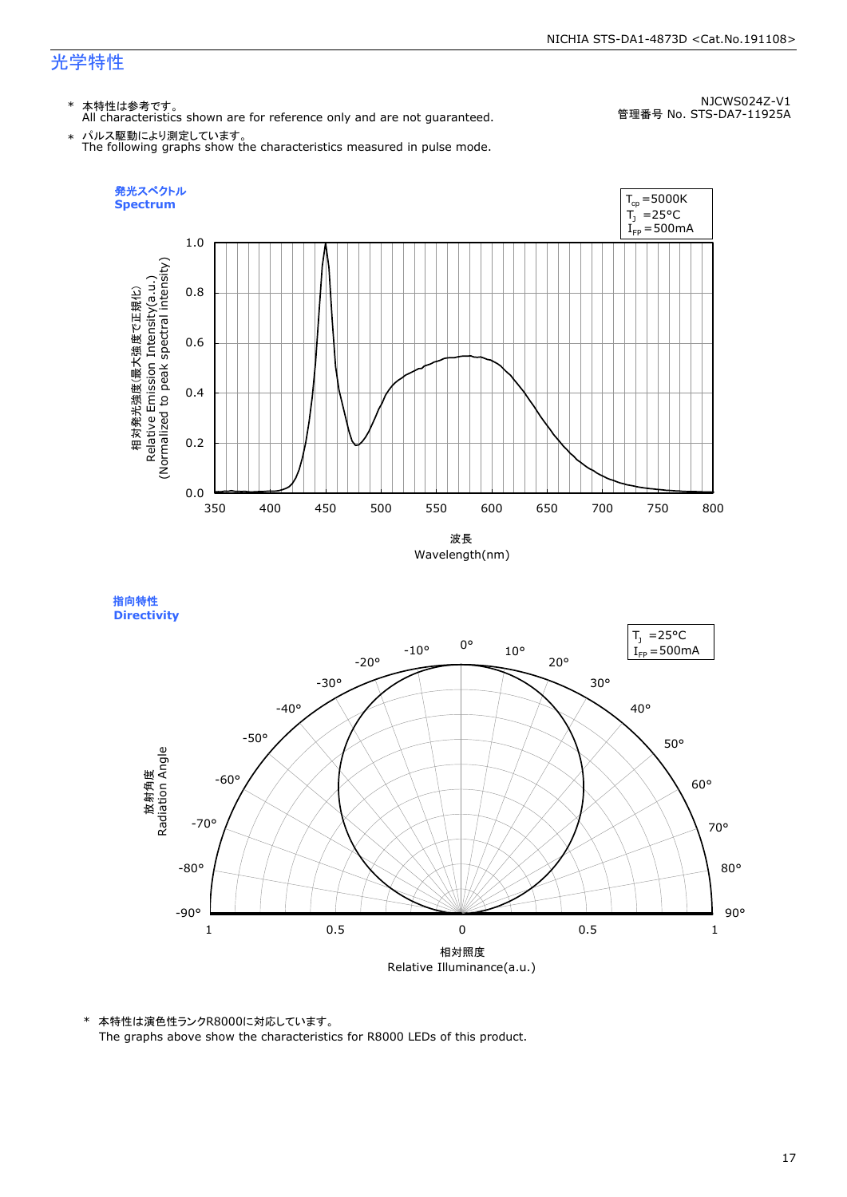## 光学特性

NJCWS024Z-V1
管理番号 No. STS-DA7-11925A

\* 本特性は参考です。
All characteristics shown are for reference only and are not guaranteed.

\* パルス駆動により測定しています。
The following graphs show the characteristics measured in pulse mode.

### 発光スペクトル Spectrum

$T_{cp}$ =5000K
$T_J$ =25°C
$I_{FP}$ =500mA

相対発光強度(最大強度で正規化)
Relative Emission Intensity(a.u.)
(Normalized to peak spectral intensity)

波長
Wavelength(nm)

### 指向特性 Directivity

$T_J$ =25°C
$I_{FP}$ =500mA

放射角度
Radiation Angle

相対照度
Relative Illuminance(a.u.)

\* 本特性は演色性ランクR8000に対応しています。
The graphs above show the characteristics for R8000 LEDs of this product.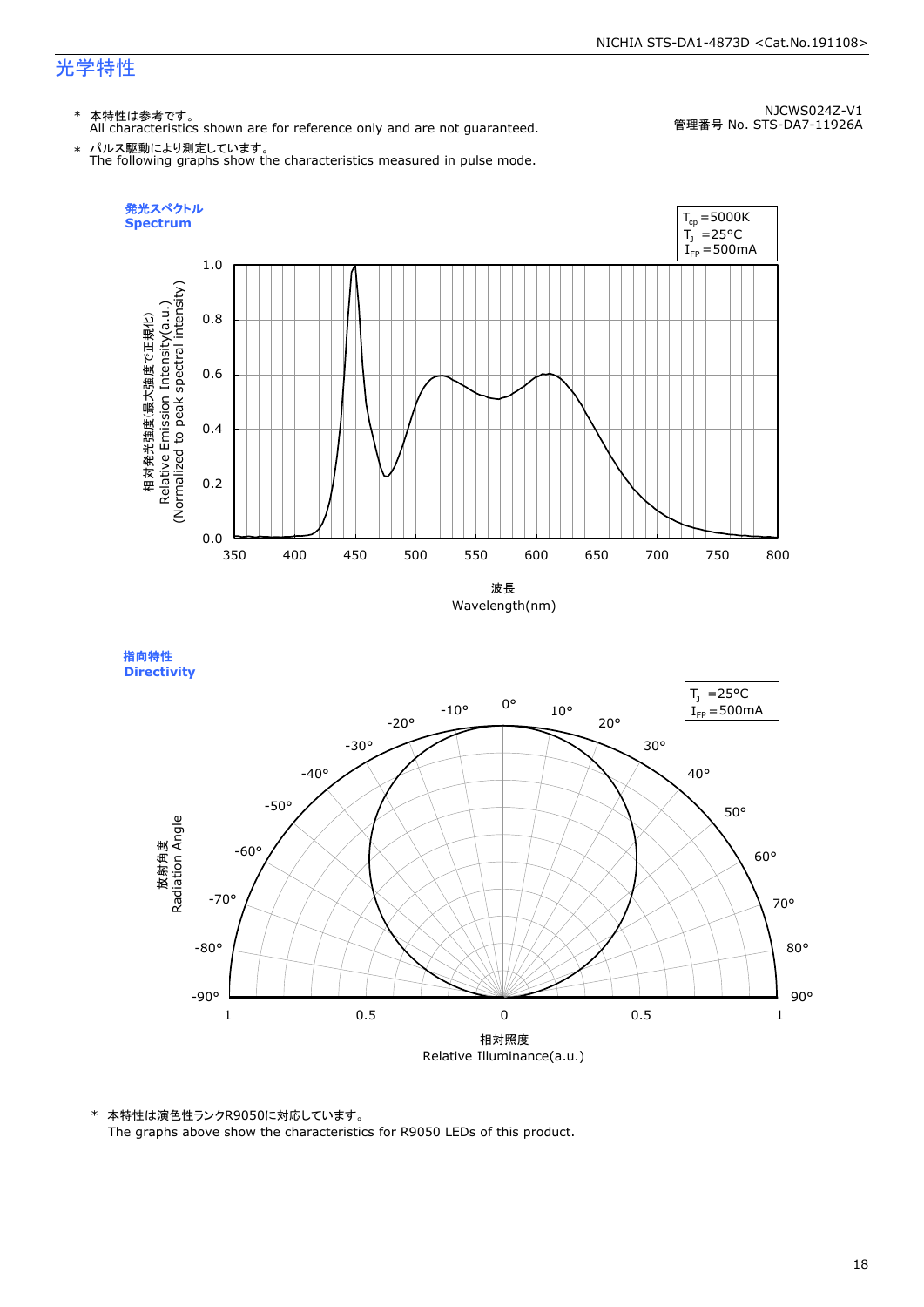# 光学特性

NJCWS024Z-V1
管理番号 No. STS-DA7-11926A

* 本特性は参考です。
  All characteristics shown are for reference only and are not guaranteed.
* パルス駆動により測定しています。
  The following graphs show the characteristics measured in pulse mode.

### 発光スペクトル
### Spectrum

$T_{cp}$ =5000K
$T_J$ =25°C
$I_{FP}$ =500mA

相対発光強度(最大強度で正規化)
Relative Emission Intensity(a.u.)
(Normalized to peak spectral intensity)

波長
Wavelength(nm)

### 指向特性
### Directivity

$T_J$ =25°C
$I_{FP}$ =500mA

放射角度
Radiation Angle

相対照度
Relative Illuminance(a.u.)

* 本特性は演色性ランクR9050に対応しています。
  The graphs above show the characteristics for R9050 LEDs of this product.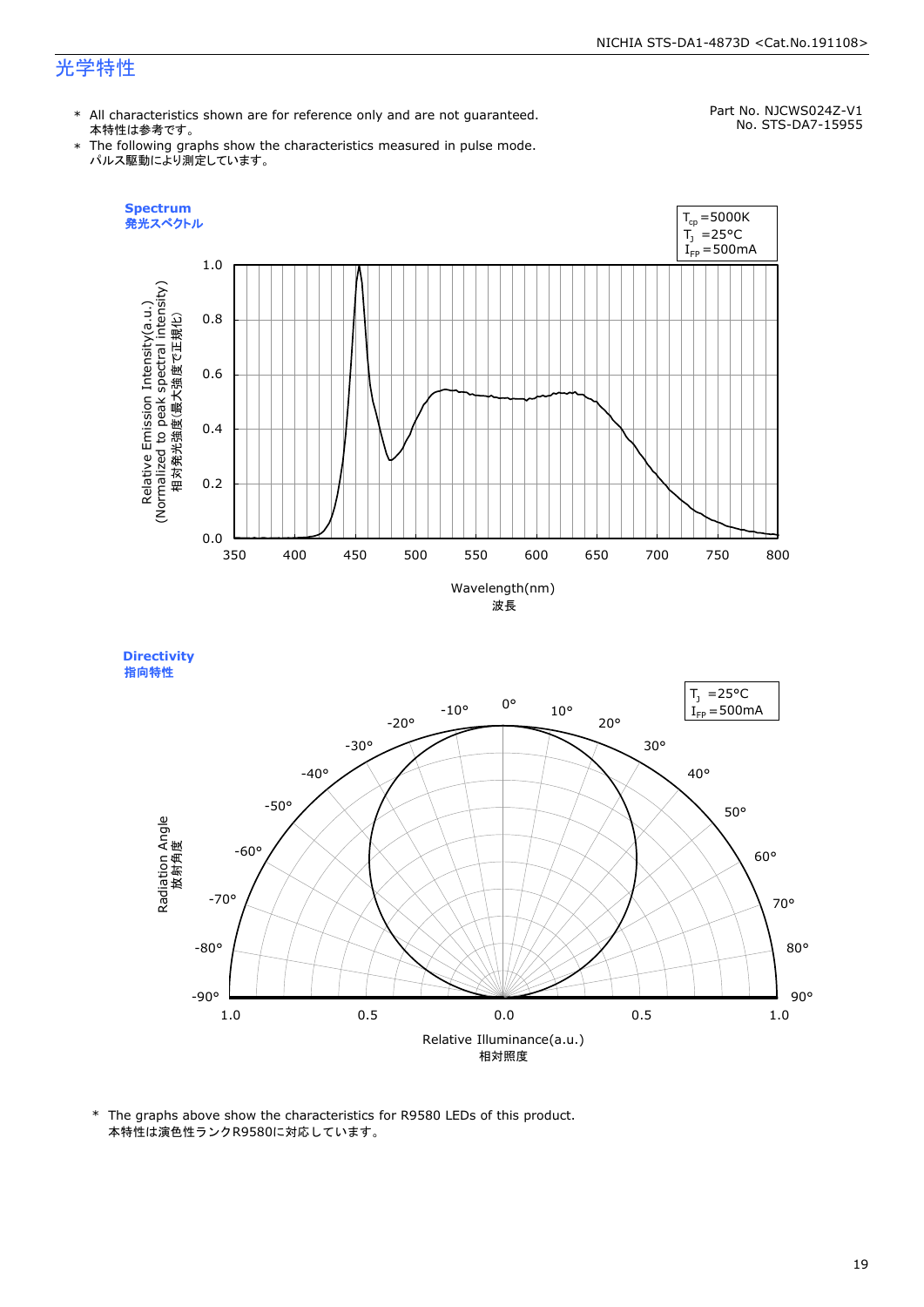# 光学特性

Part No. NJCWS024Z-V1
No. STS-DA7-15955

* All characteristics shown are for reference only and are not guaranteed.
  本特性は参考です。
* The following graphs show the characteristics measured in pulse mode.
  パルス駆動により測定しています。

**Spectrum**
**発光スペクトル**

$T_{cp}$ =5000K
$T_J$ =25°C
$I_{FP}$ =500mA

Relative Emission Intensity(a.u.)
(Normalized to peak spectral intensity)
相対発光強度(最大強度で正規化)

Wavelength(nm)
波長

**Directivity**
**指向特性**

$T_J$ =25°C
$I_{FP}$ =500mA

Radiation Angle
放射角度

Relative Illuminance(a.u.)
相対照度

* The graphs above show the characteristics for R9580 LEDs of this product.
  本特性は演色性ランクR9580に対応しています。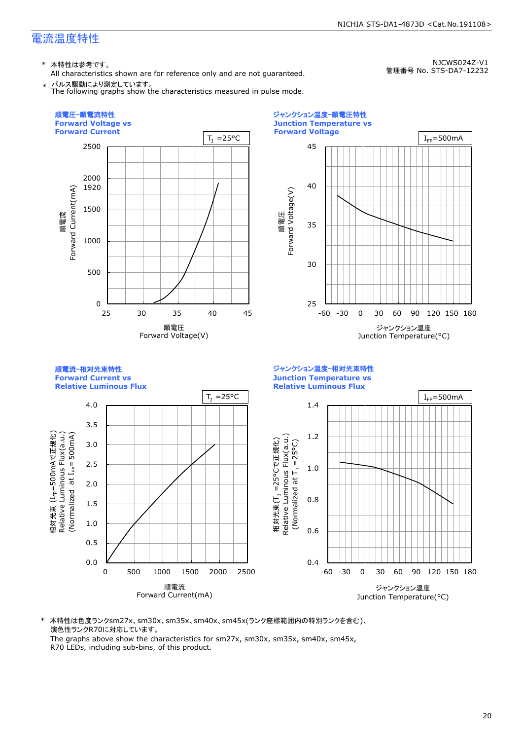## 電流温度特性

NJCWS024Z-V1
管理番号 No. STS-DA7-12232

\* 本特性は参考です。
All characteristics shown are for reference only and are not guaranteed.

\* パルス駆動により測定しています。
The following graphs show the characteristics measured in pulse mode.

### 順電圧-順電流特性 Forward Voltage vs Forward Current

$T_J$ =25°C

順電流 Forward Current(mA): 0, 500, 1000, 1500, 1920, 2000, 2500
順電圧 Forward Voltage(V): 25, 30, 35, 40, 45

### ジャンクション温度-順電圧特性 Junction Temperature vs Forward Voltage

$I_{FP}$=500mA

順電圧 Forward Voltage(V): 25, 30, 35, 40, 45
ジャンクション温度 Junction Temperature(°C): -60, -30, 0, 30, 60, 90, 120, 150, 180

### 順電流-相対光束特性 Forward Current vs Relative Luminous Flux

$T_J$ =25°C

相対光束($I_{FP}$=500mAで正規化) Relative Luminous Flux(a.u.) (Normalized at $I_{FP}$= 500mA): 0.0, 0.5, 1.0, 1.5, 2.0, 2.5, 3.0, 3.5, 4.0
順電流 Forward Current(mA): 0, 500, 1000, 1500, 2000, 2500

### ジャンクション温度-相対光束特性 Junction Temperature vs Relative Luminous Flux

$I_{FP}$=500mA

相対光束($T_J$ =25°Cで正規化) Relative Luminous Flux(a.u.) (Normalized at $T_J$ =25°C): 0.4, 0.6, 0.8, 1.0, 1.2, 1.4
ジャンクション温度 Junction Temperature(°C): -60, -30, 0, 30, 60, 90, 120, 150, 180

\* 本特性は色度ランクsm27x、sm30x、sm35x、sm40x、sm45x(ランク座標範囲内の特別ランクを含む)、演色性ランクR70に対応しています。
The graphs above show the characteristics for sm27x, sm30x, sm35x, sm40x, sm45x, R70 LEDs, including sub-bins, of this product.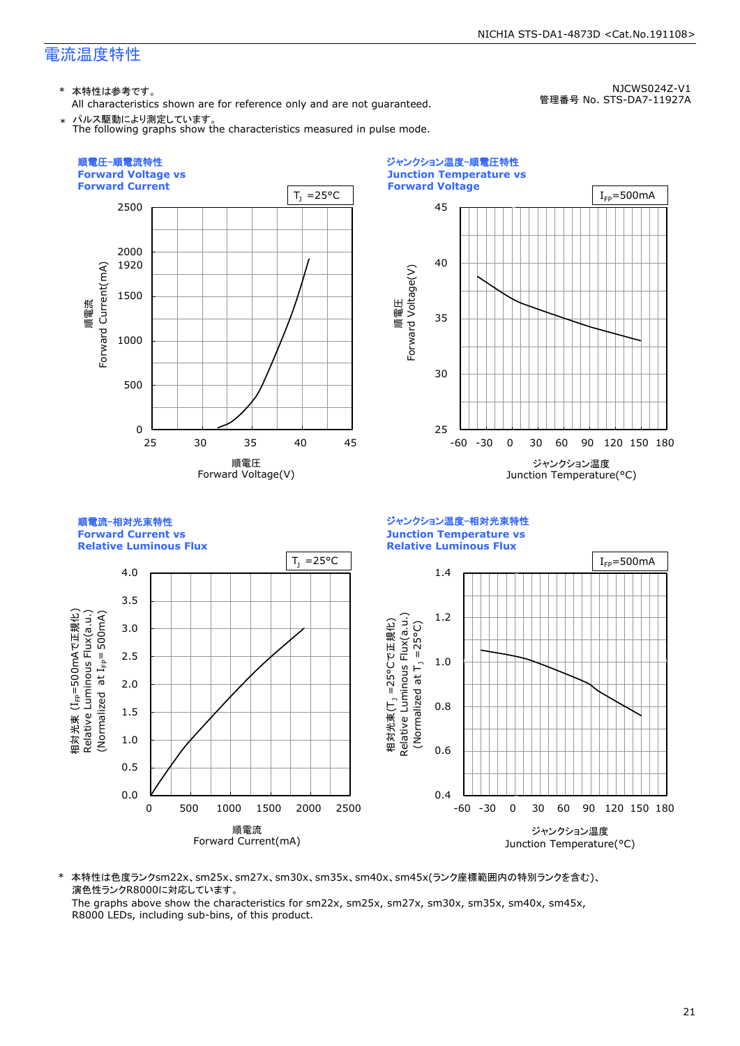# 電流温度特性

NJCWS024Z-V1
管理番号 No. STS-DA7-11927A

\* 本特性は参考です。
All characteristics shown are for reference only and are not guaranteed.

\* パルス駆動により測定しています。
The following graphs show the characteristics measured in pulse mode.

**順電圧-順電流特性**
**Forward Voltage vs Forward Current**

$T_J$ =25°C

順電流 Forward Current(mA)

順電圧 Forward Voltage(V)

**ジャンクション温度-順電圧特性**
**Junction Temperature vs Forward Voltage**

$I_{FP}$=500mA

順電圧 Forward Voltage(V)

ジャンクション温度 Junction Temperature(°C)

**順電流-相対光束特性**
**Forward Current vs Relative Luminous Flux**

$T_J$ =25°C

相対光束 ($I_{FP}$=500mAで正規化) Relative Luminous Flux(a.u.) (Normalized at $I_{FP}$= 500mA)

順電流 Forward Current(mA)

**ジャンクション温度-相対光束特性**
**Junction Temperature vs Relative Luminous Flux**

$I_{FP}$=500mA

相対光束 ($T_J$ =25°Cで正規化) Relative Luminous Flux(a.u.) (Normalized at $T_J$ =25°C)

ジャンクション温度 Junction Temperature(°C)

\* 本特性は色度ランクsm22x、sm25x、sm27x、sm30x、sm35x、sm40x、sm45x(ランク座標範囲内の特別ランクを含む)、演色性ランクR8000に対応しています。
The graphs above show the characteristics for sm22x, sm25x, sm27x, sm30x, sm35x, sm40x, sm45x, R8000 LEDs, including sub-bins, of this product.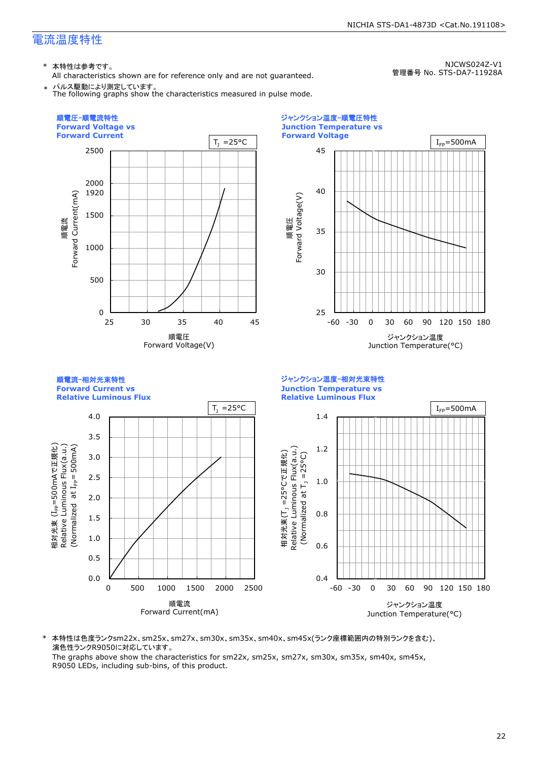# 電流温度特性

NJCWS024Z-V1
管理番号 No. STS-DA7-11928A

\* 本特性は参考です。
All characteristics shown are for reference only and are not guaranteed.

\* パルス駆動により測定しています。
The following graphs show the characteristics measured in pulse mode.

### 順電圧-順電流特性 Forward Voltage vs Forward Current

$T_J$ =25°C

順電流 Forward Current(mA): 0, 500, 1000, 1500, 1920, 2000, 2500

順電圧 Forward Voltage(V): 25, 30, 35, 40, 45

### ジャンクション温度-順電圧特性 Junction Temperature vs Forward Voltage

$I_{FP}$=500mA

順電圧 Forward Voltage(V): 25, 30, 35, 40, 45

ジャンクション温度 Junction Temperature(°C): -60, -30, 0, 30, 60, 90, 120, 150, 180

### 順電流-相対光束特性 Forward Current vs Relative Luminous Flux

$T_J$ =25°C

相対光束 ($I_{FP}$=500mAで正規化) Relative Luminous Flux(a.u.) (Normalized at $I_{FP}$= 500mA): 0.0, 0.5, 1.0, 1.5, 2.0, 2.5, 3.0, 3.5, 4.0

順電流 Forward Current(mA): 0, 500, 1000, 1500, 2000, 2500

### ジャンクション温度-相対光束特性 Junction Temperature vs Relative Luminous Flux

$I_{FP}$=500mA

相対光束 ($T_J$ =25°Cで正規化) Relative Luminous Flux(a.u.) (Normalized at $T_J$ =25°C): 0.4, 0.6, 0.8, 1.0, 1.2, 1.4

ジャンクション温度 Junction Temperature(°C): -60, -30, 0, 30, 60, 90, 120, 150, 180

\* 本特性は色度ランクsm22x、sm25x、sm27x、sm30x、sm35x、sm40x、sm45x(ランク座標範囲内の特別ランクを含む)、演色性ランクR9050に対応しています。
The graphs above show the characteristics for sm22x, sm25x, sm27x, sm30x, sm35x, sm40x, sm45x, R9050 LEDs, including sub-bins, of this product.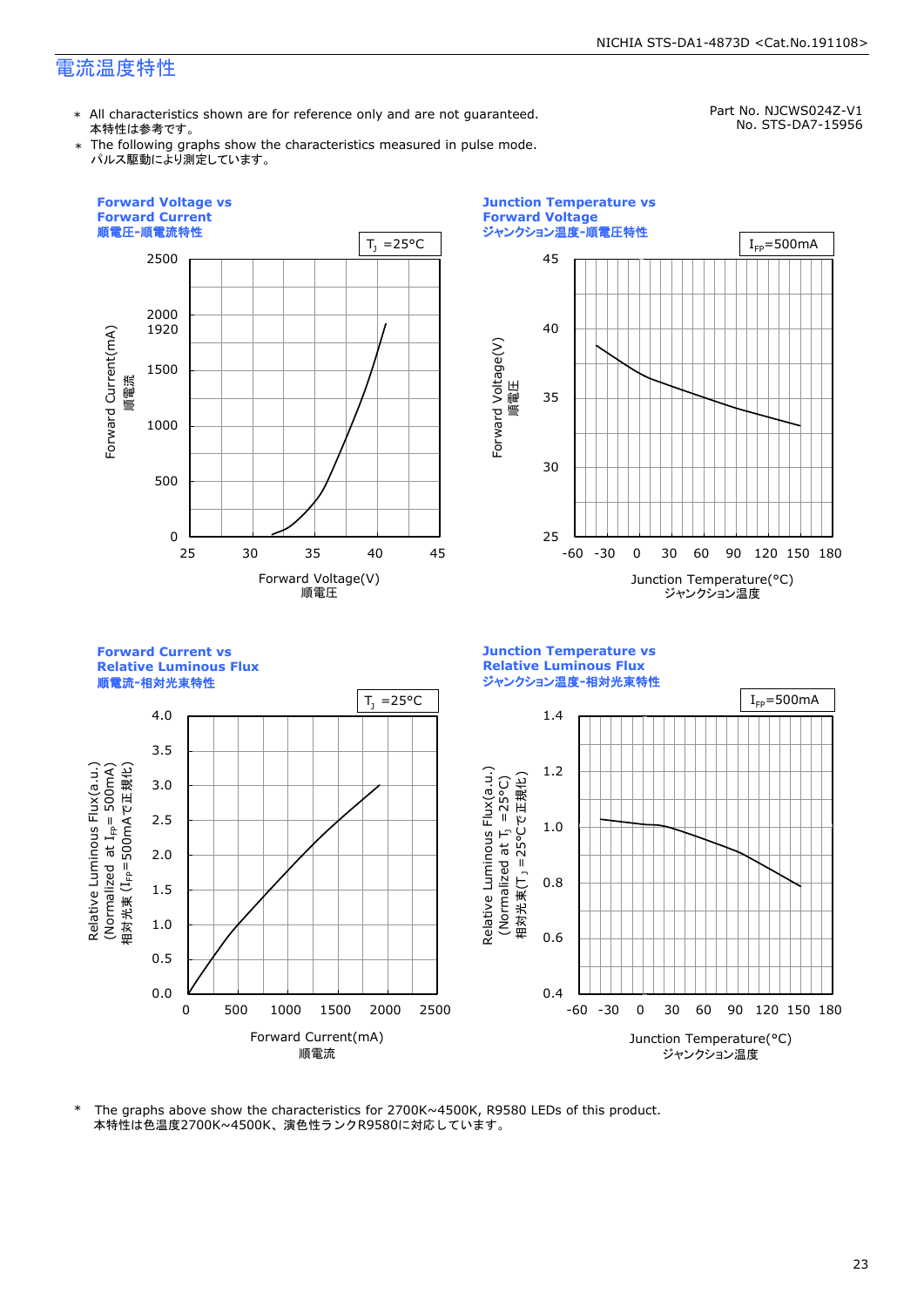## 電流温度特性

Part No. NJCWS024Z-V1
No. STS-DA7-15956

- ∗ All characteristics shown are for reference only and are not guaranteed.
  本特性は参考です。
- ∗ The following graphs show the characteristics measured in pulse mode.
  パルス駆動により測定しています。

### Forward Voltage vs Forward Current
順電圧-順電流特性

$T_J$ =25°C

Forward Current(mA) 順電流: 0, 500, 1000, 1500, 1920, 2000, 2500

Forward Voltage(V) 順電圧: 25, 30, 35, 40, 45

### Junction Temperature vs Forward Voltage
ジャンクション温度-順電圧特性

$I_{FP}$=500mA

Forward Voltage(V) 順電圧: 25, 30, 35, 40, 45

Junction Temperature(°C) ジャンクション温度: -60, -30, 0, 30, 60, 90, 120, 150, 180

### Forward Current vs Relative Luminous Flux
順電流-相対光束特性

$T_J$ =25°C

Relative Luminous Flux(a.u.) (Normalized at $I_{FP}$= 500mA) 相対光束 ($I_{FP}$=500mAで正規化): 0.0, 0.5, 1.0, 1.5, 2.0, 2.5, 3.0, 3.5, 4.0

Forward Current(mA) 順電流: 0, 500, 1000, 1500, 2000, 2500

### Junction Temperature vs Relative Luminous Flux
ジャンクション温度-相対光束特性

$I_{FP}$=500mA

Relative Luminous Flux(a.u.) (Normalized at $T_J$ =25°C) 相対光束($T_J$ =25°Cで正規化): 0.4, 0.6, 0.8, 1.0, 1.2, 1.4

Junction Temperature(°C) ジャンクション温度: -60, -30, 0, 30, 60, 90, 120, 150, 180

∗ The graphs above show the characteristics for 2700K~4500K, R9580 LEDs of this product.
本特性は色温度2700K~4500K、演色性ランクR9580に対応しています。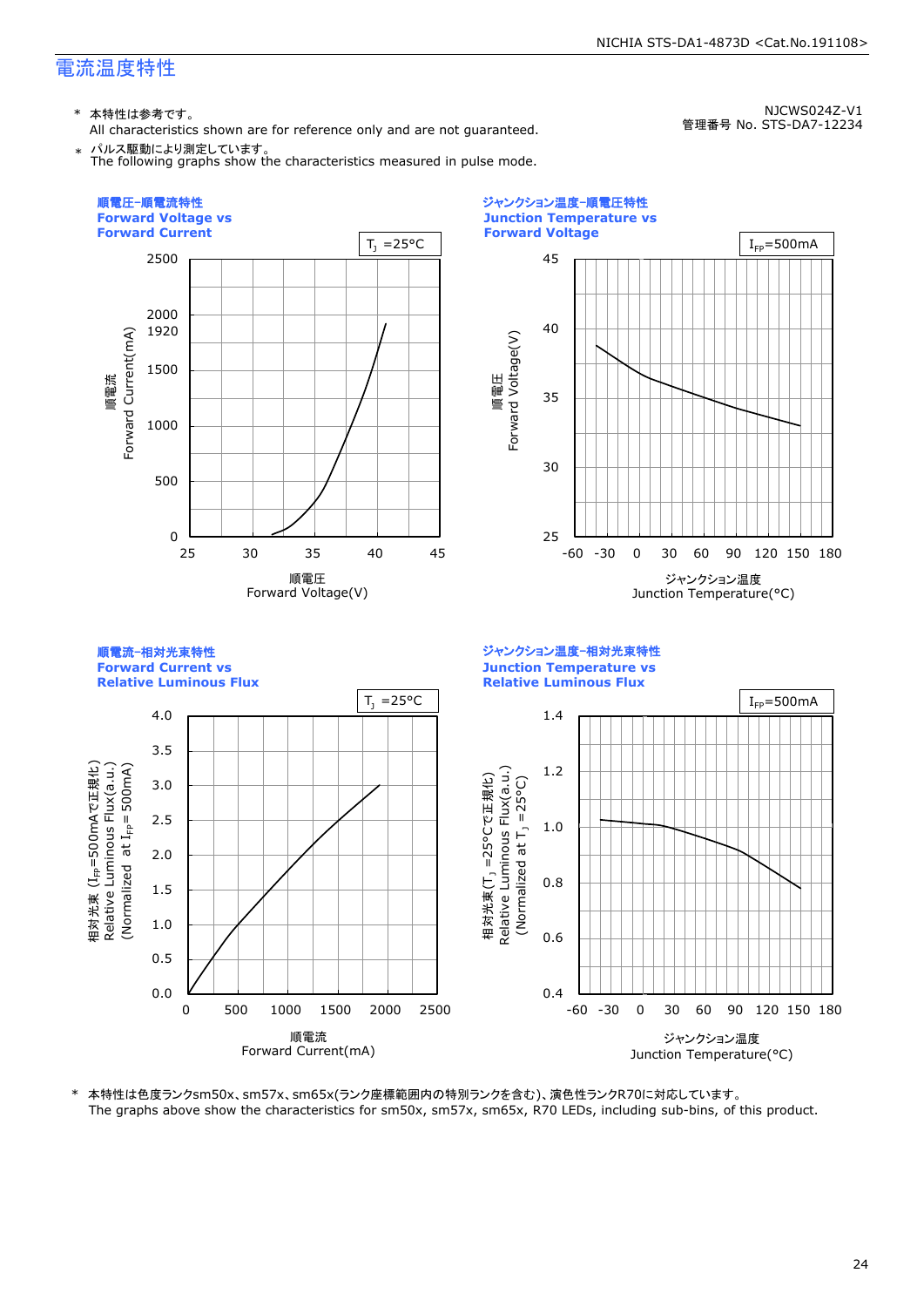NJCWS024Z-V1
管理番号 No. STS-DA7-12234

# 電流温度特性

\* 本特性は参考です。
All characteristics shown are for reference only and are not guaranteed.

\* パルス駆動により測定しています。
The following graphs show the characteristics measured in pulse mode.

**順電圧-順電流特性**
**Forward Voltage vs Forward Current**

$T_J$ =25°C

順電流 Forward Current(mA): 0, 500, 1000, 1500, 1920, 2000, 2500
順電圧 Forward Voltage(V): 25, 30, 35, 40, 45

**ジャンクション温度-順電圧特性**
**Junction Temperature vs Forward Voltage**

$I_{FP}$=500mA

順電圧 Forward Voltage(V): 25, 30, 35, 40, 45
ジャンクション温度 Junction Temperature(°C): -60, -30, 0, 30, 60, 90, 120, 150, 180

**順電流-相対光束特性**
**Forward Current vs Relative Luminous Flux**

$T_J$ =25°C

相対光束 ($I_{FP}$=500mAで正規化) Relative Luminous Flux(a.u.) (Normalized at $I_{FP}$= 500mA): 0.0, 0.5, 1.0, 1.5, 2.0, 2.5, 3.0, 3.5, 4.0
順電流 Forward Current(mA): 0, 500, 1000, 1500, 2000, 2500

**ジャンクション温度-相対光束特性**
**Junction Temperature vs Relative Luminous Flux**

$I_{FP}$=500mA

相対光束($T_J$ =25°Cで正規化) Relative Luminous Flux(a.u.) (Normalized at $T_J$ =25°C): 0.4, 0.6, 0.8, 1.0, 1.2, 1.4
ジャンクション温度 Junction Temperature(°C): -60, -30, 0, 30, 60, 90, 120, 150, 180

\* 本特性は色度ランクsm50x、sm57x、sm65x(ランク座標範囲内の特別ランクを含む)、演色性ランクR70に対応しています。
The graphs above show the characteristics for sm50x, sm57x, sm65x, R70 LEDs, including sub-bins, of this product.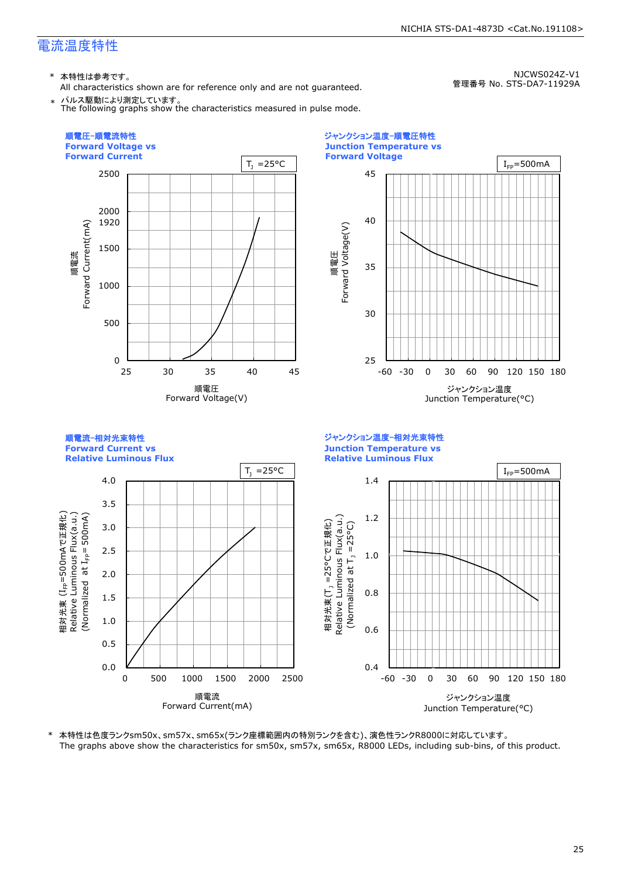# 電流温度特性

\* 本特性は参考です。
All characteristics shown are for reference only and are not guaranteed.

\* パルス駆動により測定しています。
The following graphs show the characteristics measured in pulse mode.

NJCWS024Z-V1
管理番号 No. STS-DA7-11929A

### 順電圧-順電流特性 Forward Voltage vs Forward Current

$T_J$ =25°C

順電流 Forward Current(mA): 0, 500, 1000, 1500, 1920, 2000, 2500

順電圧 Forward Voltage(V): 25, 30, 35, 40, 45

### ジャンクション温度-順電圧特性 Junction Temperature vs Forward Voltage

$I_{FP}$=500mA

順電圧 Forward Voltage(V): 25, 30, 35, 40, 45

ジャンクション温度 Junction Temperature(°C): -60, -30, 0, 30, 60, 90, 120, 150, 180

### 順電流-相対光束特性 Forward Current vs Relative Luminous Flux

$T_J$ =25°C

相対光束 ($I_{FP}$=500mAで正規化) Relative Luminous Flux(a.u.) (Normalized at $I_{FP}$= 500mA): 0.0, 0.5, 1.0, 1.5, 2.0, 2.5, 3.0, 3.5, 4.0

順電流 Forward Current(mA): 0, 500, 1000, 1500, 2000, 2500

### ジャンクション温度-相対光束特性 Junction Temperature vs Relative Luminous Flux

$I_{FP}$=500mA

相対光束($T_J$ =25°Cで正規化) Relative Luminous Flux(a.u.) (Normalized at $T_J$ =25°C): 0.4, 0.6, 0.8, 1.0, 1.2, 1.4

ジャンクション温度 Junction Temperature(°C): -60, -30, 0, 30, 60, 90, 120, 150, 180

\* 本特性は色度ランクsm50x、sm57x、sm65x(ランク座標範囲内の特別ランクを含む)、演色性ランクR8000に対応しています。
The graphs above show the characteristics for sm50x, sm57x, sm65x, R8000 LEDs, including sub-bins, of this product.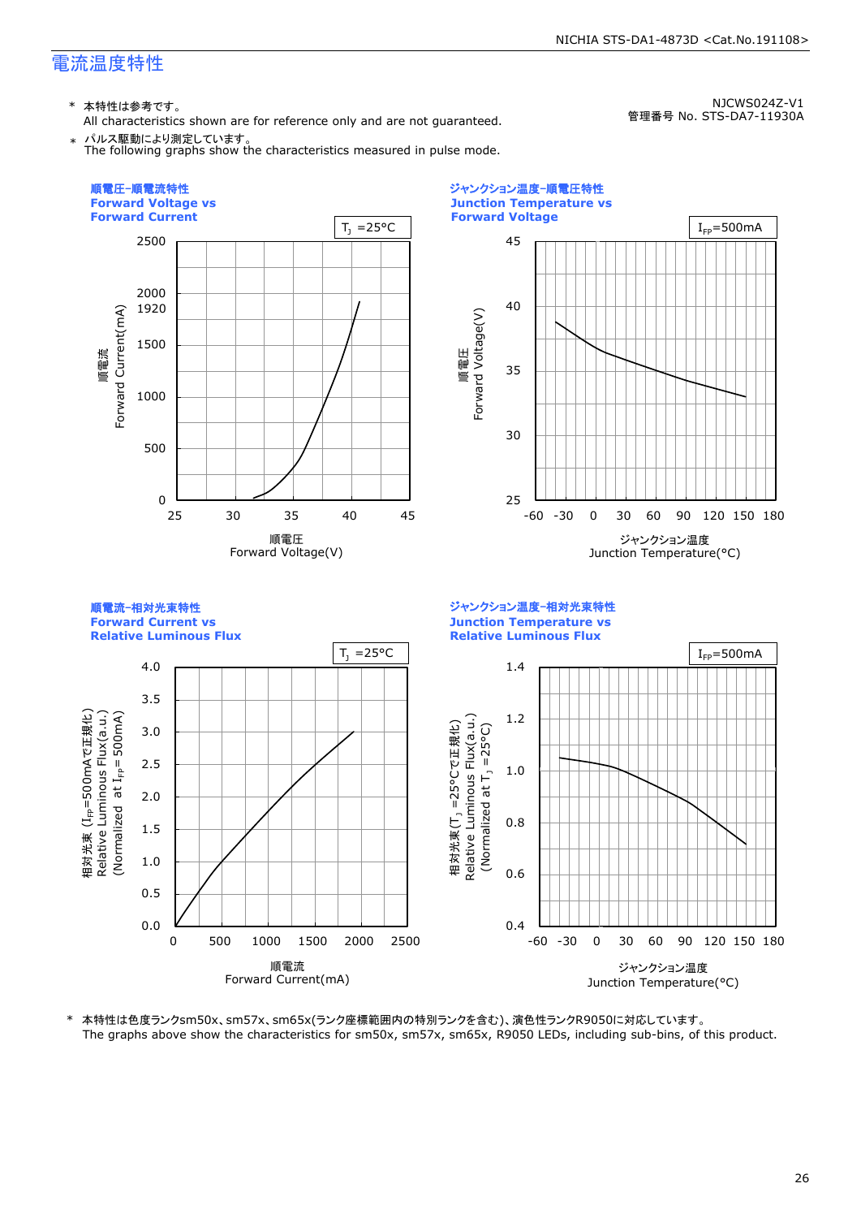# 電流温度特性

NJCWS024Z-V1
管理番号 No. STS-DA7-11930A

\* 本特性は参考です。
All characteristics shown are for reference only and are not guaranteed.

\* パルス駆動により測定しています。
The following graphs show the characteristics measured in pulse mode.

### 順電圧-順電流特性 Forward Voltage vs Forward Current

$T_J$ =25°C

順電流 Forward Current(mA): 0, 500, 1000, 1500, 1920, 2000, 2500

順電圧 Forward Voltage(V): 25, 30, 35, 40, 45

### ジャンクション温度-順電圧特性 Junction Temperature vs Forward Voltage

$I_{FP}$=500mA

順電圧 Forward Voltage(V): 25, 30, 35, 40, 45

ジャンクション温度 Junction Temperature(°C): -60, -30, 0, 30, 60, 90, 120, 150, 180

### 順電流-相対光束特性 Forward Current vs Relative Luminous Flux

$T_J$ =25°C

相対光束 ($I_{FP}$=500mAで正規化) Relative Luminous Flux(a.u.) (Normalized at $I_{FP}$= 500mA): 0.0, 0.5, 1.0, 1.5, 2.0, 2.5, 3.0, 3.5, 4.0

順電流 Forward Current(mA): 0, 500, 1000, 1500, 2000, 2500

### ジャンクション温度-相対光束特性 Junction Temperature vs Relative Luminous Flux

$I_{FP}$=500mA

相対光束($T_J$ =25°Cで正規化) Relative Luminous Flux(a.u.) (Normalized at $T_J$ =25°C): 0.4, 0.6, 0.8, 1.0, 1.2, 1.4

ジャンクション温度 Junction Temperature(°C): -60, -30, 0, 30, 60, 90, 120, 150, 180

\* 本特性は色度ランクsm50x、sm57x、sm65x(ランク座標範囲内の特別ランクを含む)、演色性ランクR9050に対応しています。
The graphs above show the characteristics for sm50x, sm57x, sm65x, R9050 LEDs, including sub-bins, of this product.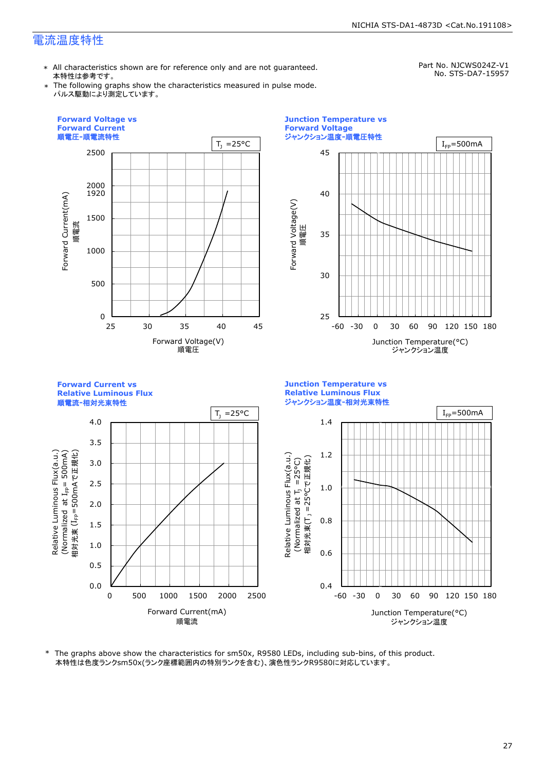# 電流温度特性

Part No. NJCWS024Z-V1
No. STS-DA7-15957

- ∗ All characteristics shown are for reference only and are not guaranteed.
  本特性は参考です。
- ∗ The following graphs show the characteristics measured in pulse mode.
  パルス駆動により測定しています。

**Forward Voltage vs Forward Current**
**順電圧-順電流特性**

$T_J$ =25°C

Forward Current(mA) 順電流: 0, 500, 1000, 1500, 1920, 2000, 2500

Forward Voltage(V) 順電圧: 25, 30, 35, 40, 45

**Junction Temperature vs Forward Voltage**
**ジャンクション温度-順電圧特性**

$I_{FP}$=500mA

Forward Voltage(V) 順電圧: 25, 30, 35, 40, 45

Junction Temperature(°C) ジャンクション温度: -60, -30, 0, 30, 60, 90, 120, 150, 180

**Forward Current vs Relative Luminous Flux**
**順電流-相対光束特性**

$T_J$ =25°C

Relative Luminous Flux(a.u.) (Normalized at $I_{FP}$= 500mA) 相対光束 ($I_{FP}$=500mAで正規化): 0.0, 0.5, 1.0, 1.5, 2.0, 2.5, 3.0, 3.5, 4.0

Forward Current(mA) 順電流: 0, 500, 1000, 1500, 2000, 2500

**Junction Temperature vs Relative Luminous Flux**
**ジャンクション温度-相対光束特性**

$I_{FP}$=500mA

Relative Luminous Flux(a.u.) (Normalized at $T_J$ =25°C) 相対光束($T_J$ =25°Cで正規化): 0.4, 0.6, 0.8, 1.0, 1.2, 1.4

Junction Temperature(°C) ジャンクション温度: -60, -30, 0, 30, 60, 90, 120, 150, 180

\* The graphs above show the characteristics for sm50x, R9580 LEDs, including sub-bins, of this product.
本特性は色度ランクsm50x(ランク座標範囲内の特別ランクを含む)、演色性ランクR9580に対応しています。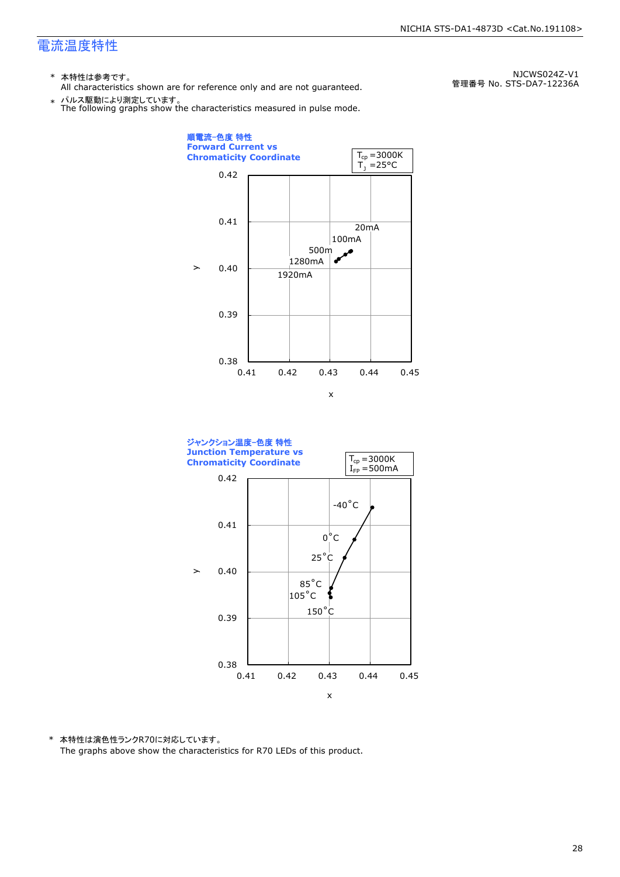# 電流温度特性

NJCWS024Z-V1
管理番号 No. STS-DA7-12236A

\* 本特性は参考です。
All characteristics shown are for reference only and are not guaranteed.

\* パルス駆動により測定しています。
The following graphs show the characteristics measured in pulse mode.

順電流−色度 特性
Forward Current vs Chromaticity Coordinate

$T_{cp}$ =3000K
$T_J$ =25°C

ジャンクション温度−色度 特性
Junction Temperature vs Chromaticity Coordinate

$T_{cp}$ =3000K
$I_{FP}$ =500mA

\* 本特性は演色性ランクR70に対応しています。
The graphs above show the characteristics for R70 LEDs of this product.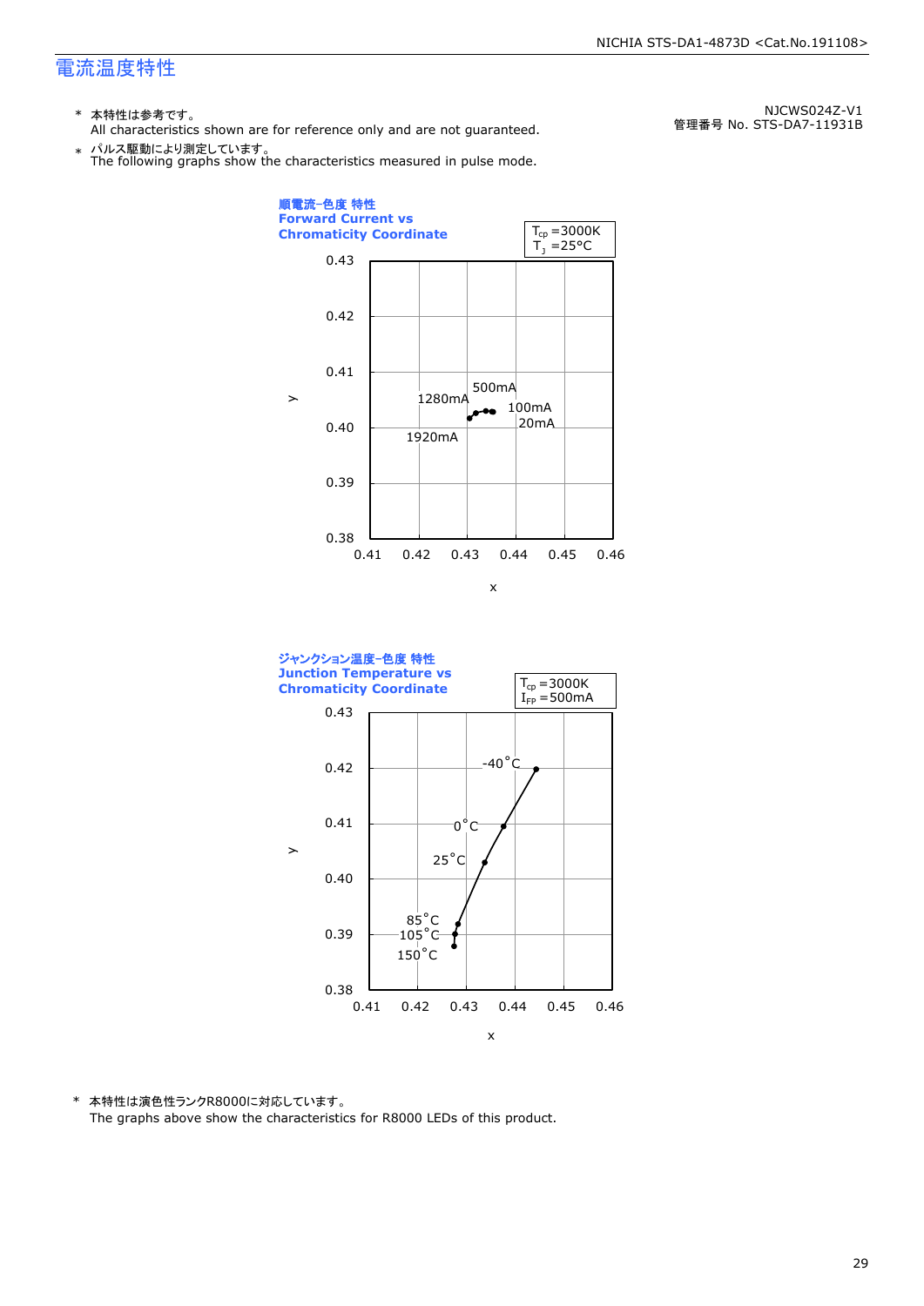# 電流温度特性

NJCWS024Z-V1
管理番号 No. STS-DA7-11931B

\* 本特性は参考です。
All characteristics shown are for reference only and are not guaranteed.

\* パルス駆動により測定しています。
The following graphs show the characteristics measured in pulse mode.

**順電流−色度 特性**
**Forward Current vs Chromaticity Coordinate**

$T_{cp}$ =3000K
$T_J$ =25°C

0.43
0.42
0.41
0.40
0.39
0.38

y

500mA
1280mA
100mA
20mA
1920mA

0.41 0.42 0.43 0.44 0.45 0.46

x

**ジャンクション温度−色度 特性**
**Junction Temperature vs Chromaticity Coordinate**

$T_{cp}$ =3000K
$I_{FP}$ =500mA

0.43
0.42
0.41
0.40
0.39
0.38

y

-40°C
0°C
25°C
85°C
105°C
150°C

0.41 0.42 0.43 0.44 0.45 0.46

x

\* 本特性は演色性ランクR8000に対応しています。
The graphs above show the characteristics for R8000 LEDs of this product.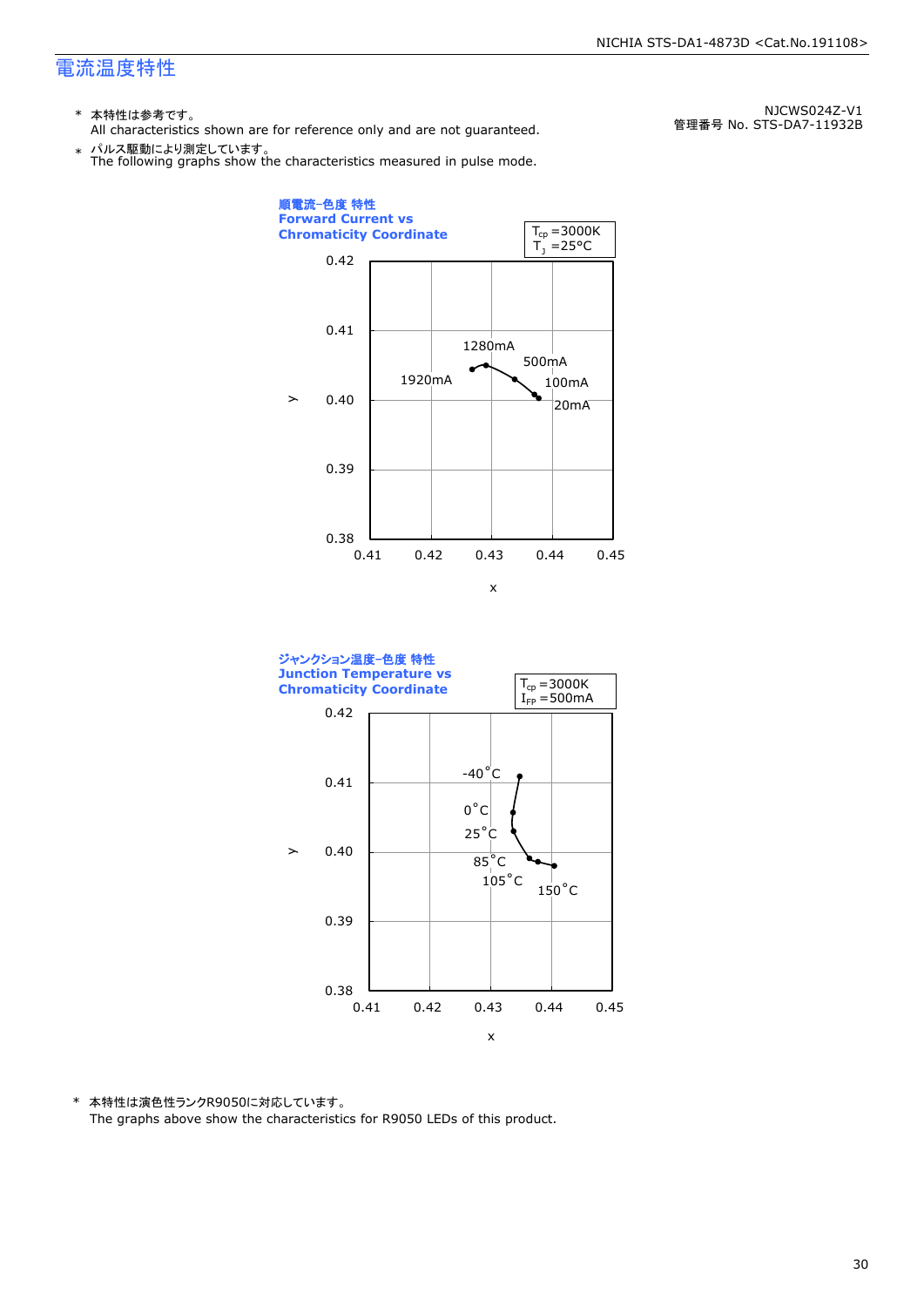# 電流温度特性

NJCWS024Z-V1
管理番号 No. STS-DA7-11932B

\* 本特性は参考です。
All characteristics shown are for reference only and are not guaranteed.

\* パルス駆動により測定しています。
The following graphs show the characteristics measured in pulse mode.

**順電流-色度 特性**
**Forward Current vs Chromaticity Coordinate**

$T_{cp}$ =3000K
$T_J$ =25°C

y: 0.38 – 0.42
x: 0.41 – 0.45

1920mA, 1280mA, 500mA, 100mA, 20mA

**ジャンクション温度-色度 特性**
**Junction Temperature vs Chromaticity Coordinate**

$T_{cp}$ =3000K
$I_{FP}$ =500mA

y: 0.38 – 0.42
x: 0.41 – 0.45

-40°C, 0°C, 25°C, 85°C, 105°C, 150°C

\* 本特性は演色性ランクR9050に対応しています。
The graphs above show the characteristics for R9050 LEDs of this product.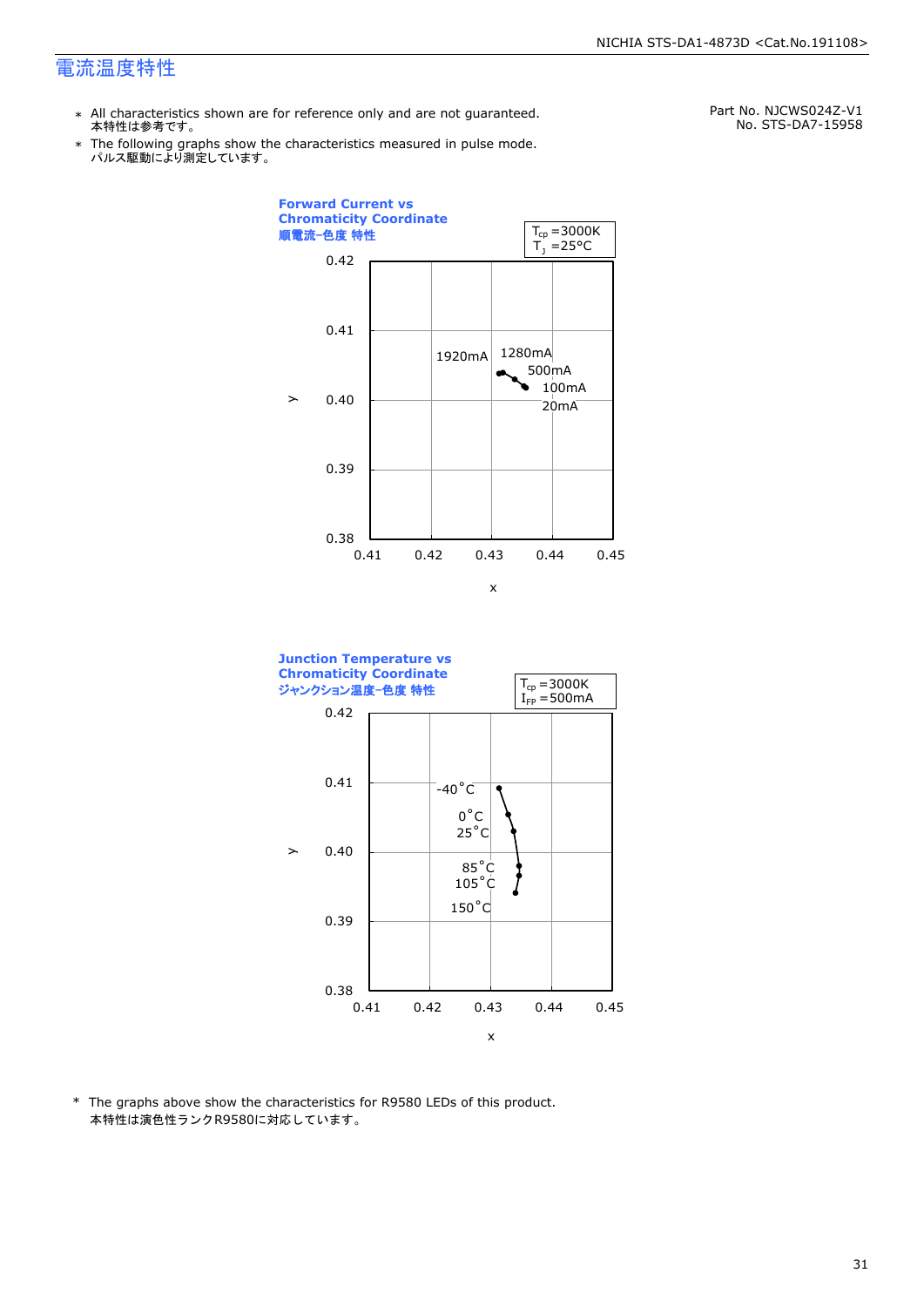# 電流温度特性

Part No. NJCWS024Z-V1
No. STS-DA7-15958

- ＊ All characteristics shown are for reference only and are not guaranteed.
  本特性は参考です。
- ＊ The following graphs show the characteristics measured in pulse mode.
  パルス駆動により測定しています。

**Forward Current vs Chromaticity Coordinate**
**順電流−色度 特性**

$T_{cp}$ =3000K
$T_J$ =25°C

y: 0.38, 0.39, 0.40, 0.41, 0.42
x: 0.41, 0.42, 0.43, 0.44, 0.45

1920mA, 1280mA, 500mA, 100mA, 20mA

**Junction Temperature vs Chromaticity Coordinate**
**ジャンクション温度−色度 特性**

$T_{cp}$ =3000K
$I_{FP}$ =500mA

y: 0.38, 0.39, 0.40, 0.41, 0.42
x: 0.41, 0.42, 0.43, 0.44, 0.45

-40°C, 0°C, 25°C, 85°C, 105°C, 150°C

\* The graphs above show the characteristics for R9580 LEDs of this product.
本特性は演色性ランクR9580に対応しています。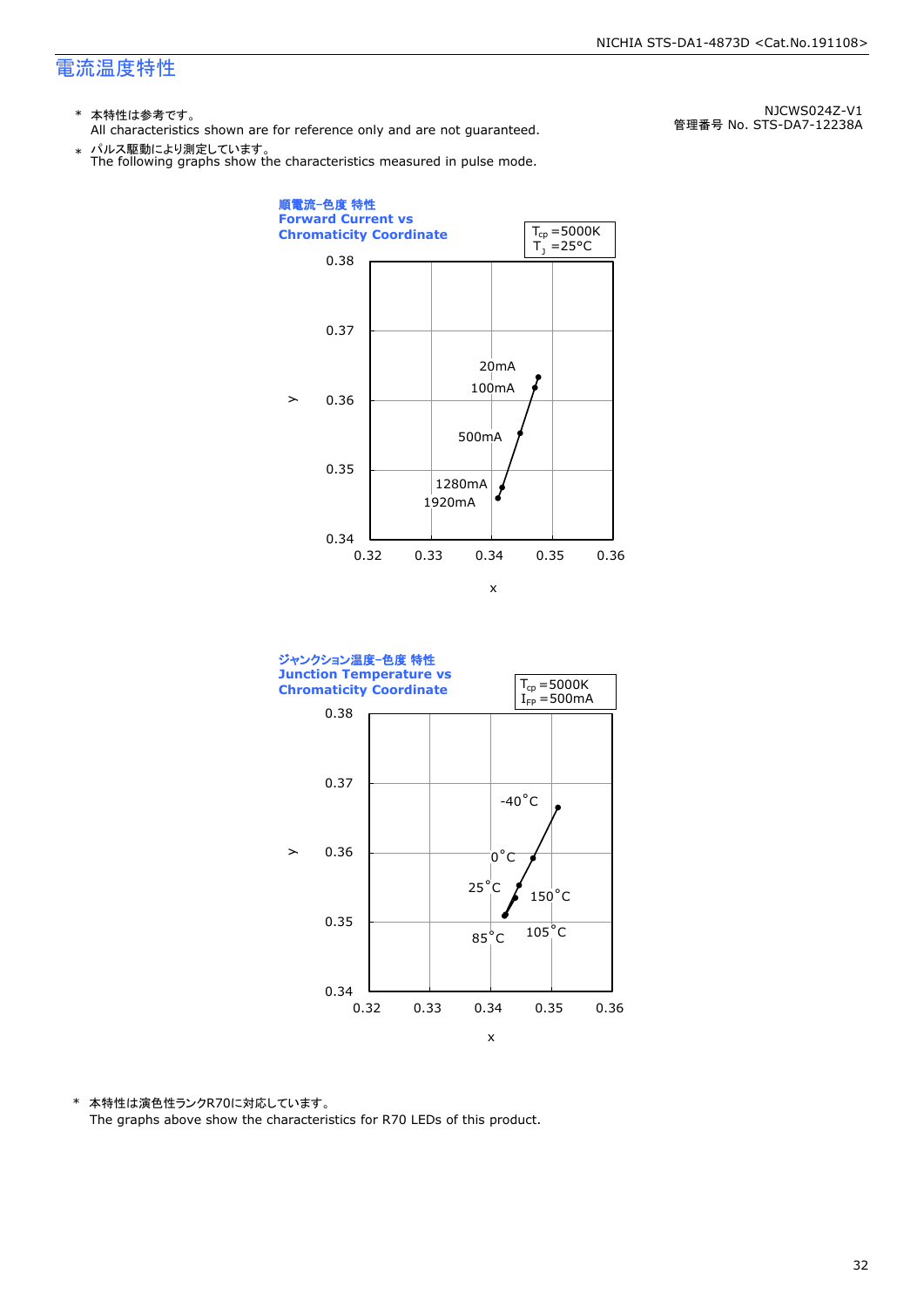# 電流温度特性

NJCWS024Z-V1
管理番号 No. STS-DA7-12238A

\* 本特性は参考です。
All characteristics shown are for reference only and are not guaranteed.

\* パルス駆動により測定しています。
The following graphs show the characteristics measured in pulse mode.

**順電流−色度 特性**
**Forward Current vs Chromaticity Coordinate**

$T_{cp}$ =5000K
$T_J$ =25°C

y: 0.34, 0.35, 0.36, 0.37, 0.38
x: 0.32, 0.33, 0.34, 0.35, 0.36

20mA
100mA
500mA
1280mA
1920mA

**ジャンクション温度−色度 特性**
**Junction Temperature vs Chromaticity Coordinate**

$T_{cp}$ =5000K
$I_{FP}$ =500mA

y: 0.34, 0.35, 0.36, 0.37, 0.38
x: 0.32, 0.33, 0.34, 0.35, 0.36

-40°C
0°C
25°C
150°C
105°C
85°C

\* 本特性は演色性ランクR70に対応しています。
The graphs above show the characteristics for R70 LEDs of this product.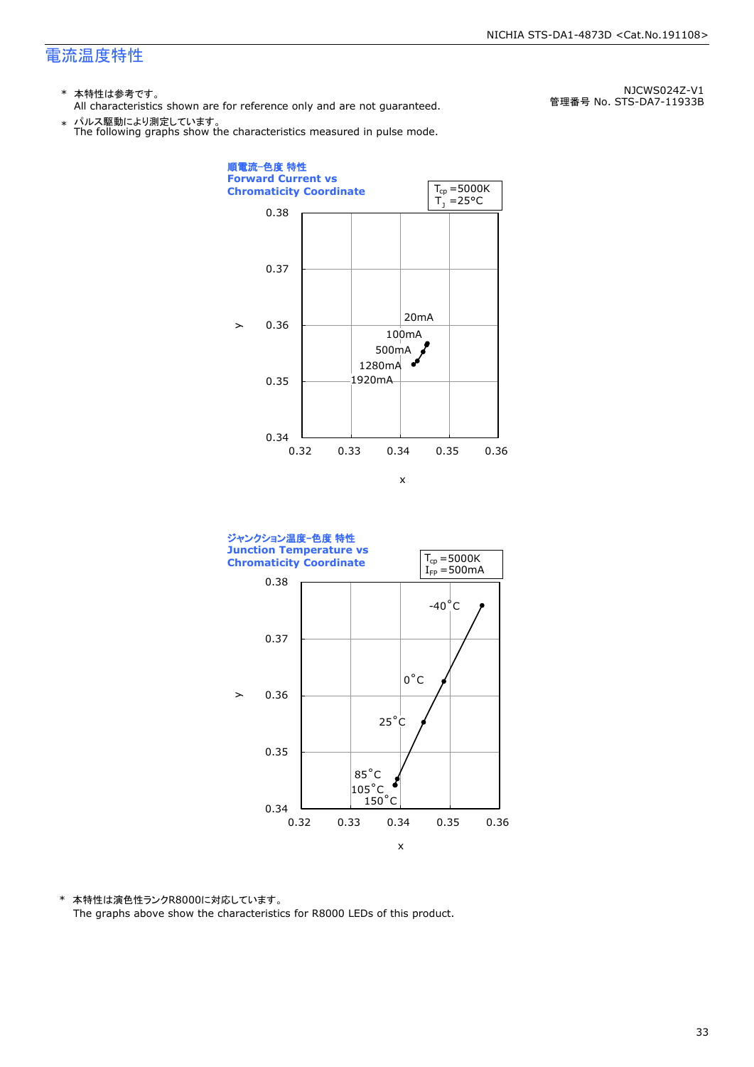# 電流温度特性

NJCWS024Z-V1
管理番号 No. STS-DA7-11933B

\* 本特性は参考です。
All characteristics shown are for reference only and are not guaranteed.

\* パルス駆動により測定しています。
The following graphs show the characteristics measured in pulse mode.

**順電流−色度 特性**
**Forward Current vs Chromaticity Coordinate**

$T_{cp}$ =5000K
$T_J$ =25°C

y axis: 0.34, 0.35, 0.36, 0.37, 0.38
x axis: 0.32, 0.33, 0.34, 0.35, 0.36

Data labels: 20mA, 100mA, 500mA, 1280mA, 1920mA

**ジャンクション温度−色度 特性**
**Junction Temperature vs Chromaticity Coordinate**

$T_{cp}$ =5000K
$I_{FP}$ =500mA

y axis: 0.34, 0.35, 0.36, 0.37, 0.38
x axis: 0.32, 0.33, 0.34, 0.35, 0.36

Data labels: -40°C, 0°C, 25°C, 85°C, 105°C, 150°C

\* 本特性は演色性ランクR8000に対応しています。
The graphs above show the characteristics for R8000 LEDs of this product.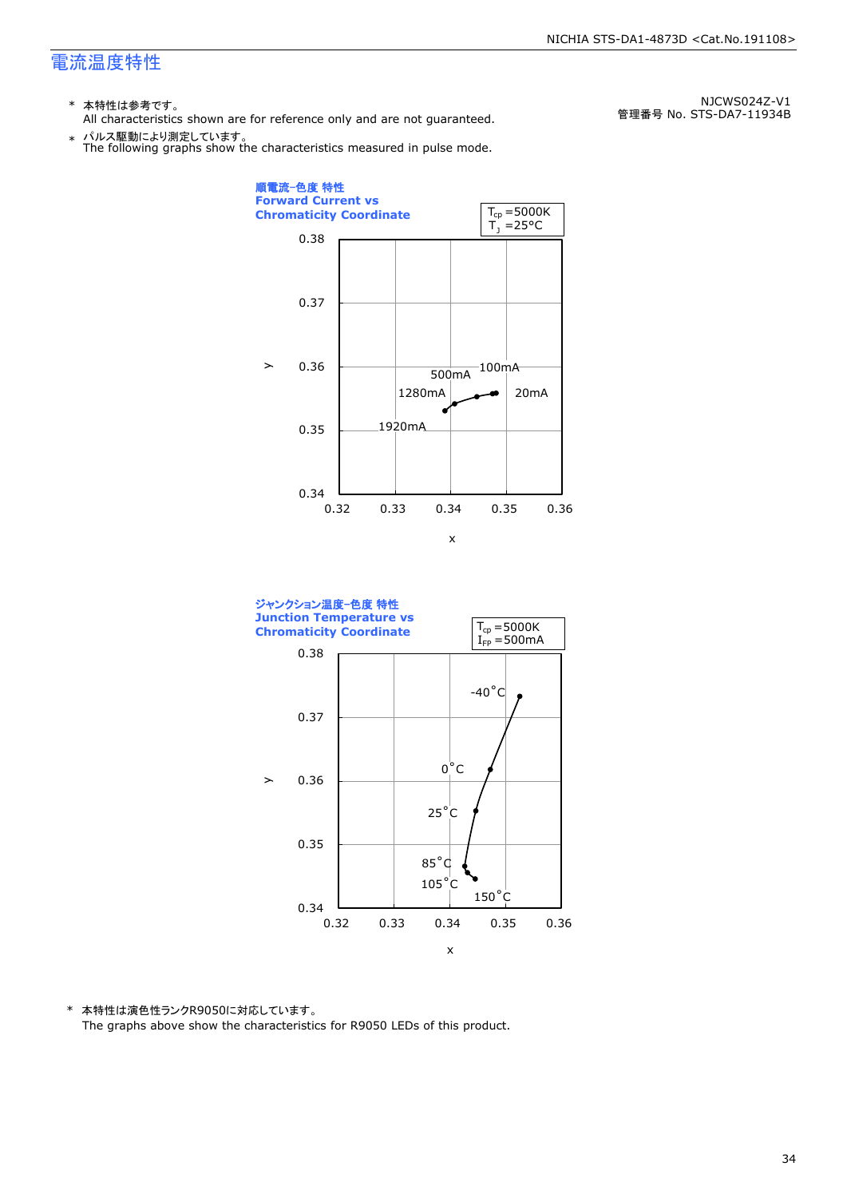# 電流温度特性

\* 本特性は参考です。
All characteristics shown are for reference only and are not guaranteed.

\* パルス駆動により測定しています。
The following graphs show the characteristics measured in pulse mode.

NJCWS024Z-V1
管理番号 No. STS-DA7-11934B

**順電流-色度 特性**
**Forward Current vs Chromaticity Coordinate**

$T_{cp}$ =5000K
$T_J$ =25°C

y: 0.34 – 0.38; x: 0.32 – 0.36

Labels: 20mA, 100mA, 500mA, 1280mA, 1920mA

**ジャンクション温度-色度 特性**
**Junction Temperature vs Chromaticity Coordinate**

$T_{cp}$ =5000K
$I_{FP}$ =500mA

y: 0.34 – 0.38; x: 0.32 – 0.36

Labels: -40°C, 0°C, 25°C, 85°C, 105°C, 150°C

\* 本特性は演色性ランクR9050に対応しています。
The graphs above show the characteristics for R9050 LEDs of this product.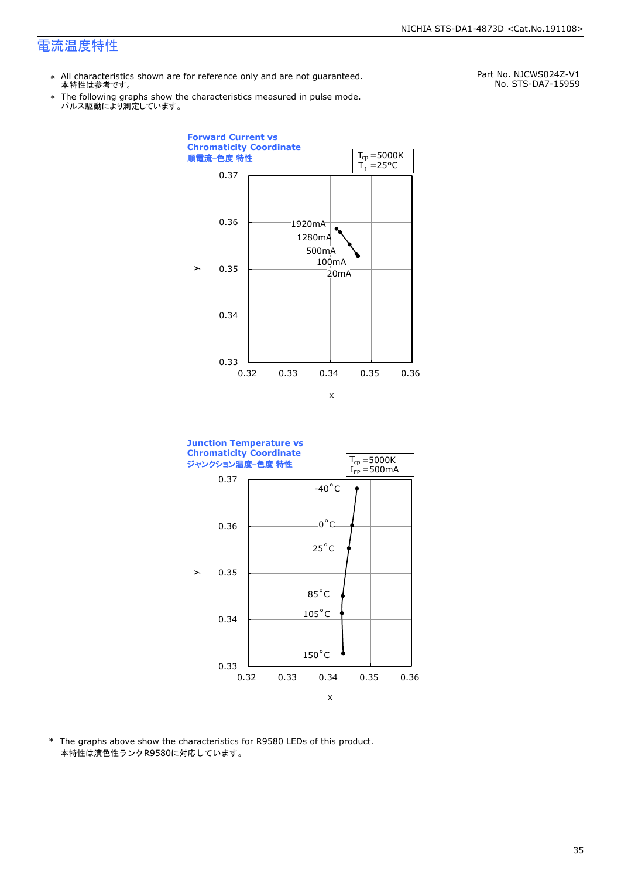# 電流温度特性

Part No. NJCWS024Z-V1
No. STS-DA7-15959

- ＊ All characteristics shown are for reference only and are not guaranteed.
  本特性は参考です。
- ＊ The following graphs show the characteristics measured in pulse mode.
  パルス駆動により測定しています。

**Forward Current vs Chromaticity Coordinate**
**順電流−色度 特性**

$T_{cp}$ =5000K
$T_J$ =25°C

y: 0.33 – 0.37; x: 0.32 – 0.36

1920mA, 1280mA, 500mA, 100mA, 20mA

**Junction Temperature vs Chromaticity Coordinate**
**ジャンクション温度−色度 特性**

$T_{cp}$ =5000K
$I_{FP}$ =500mA

y: 0.33 – 0.37; x: 0.32 – 0.36

-40°C, 0°C, 25°C, 85°C, 105°C, 150°C

\* The graphs above show the characteristics for R9580 LEDs of this product.
本特性は演色性ランクR9580に対応しています。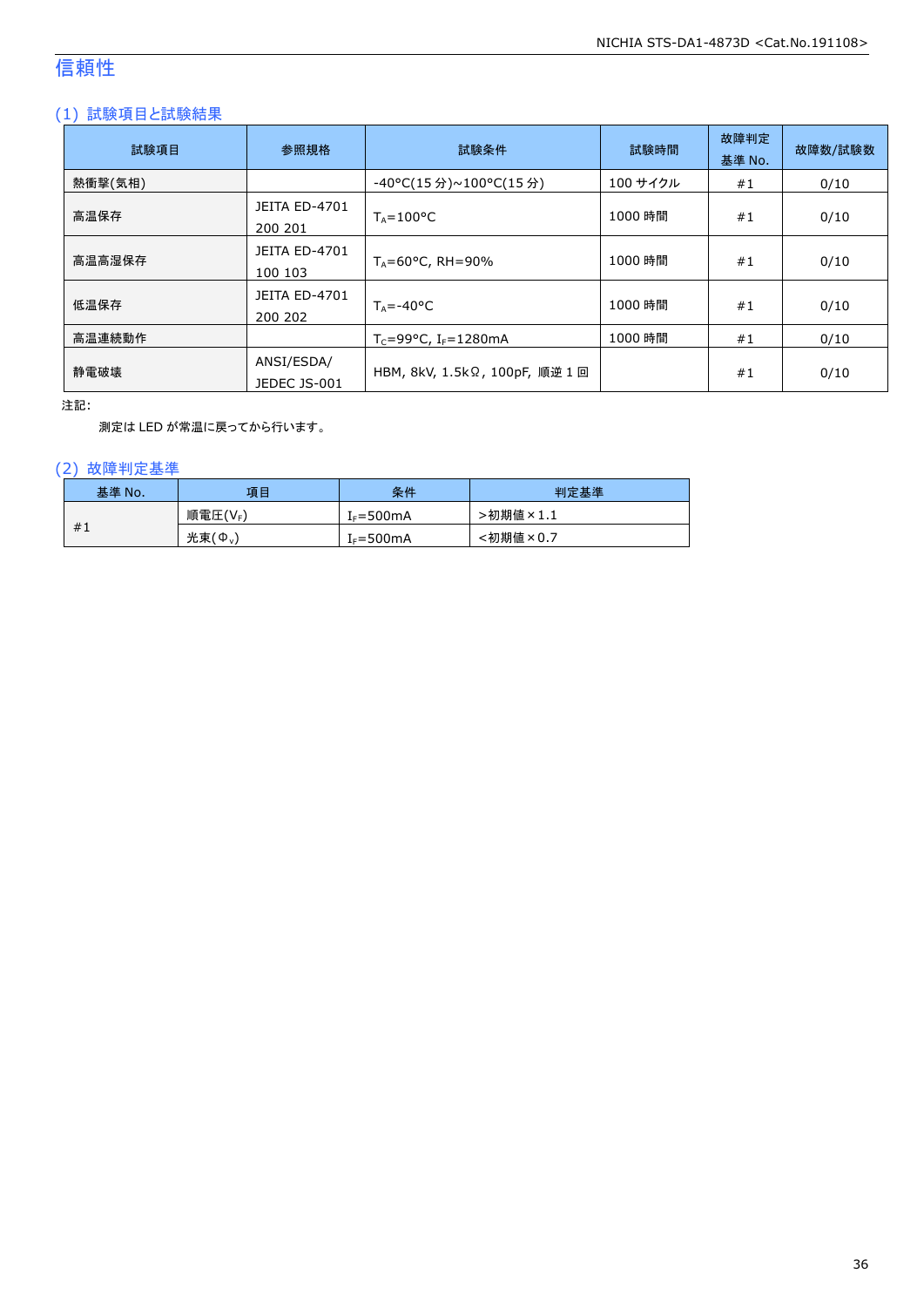# 信頼性

## (1) 試験項目と試験結果

| 試験項目 | 参照規格 | 試験条件 | 試験時間 | 故障判定基準 No. | 故障数/試験数 |
|---|---|---|---|---|---|
| 熱衝撃(気相) | | -40°C(15 分)~100°C(15 分) | 100 サイクル | #1 | 0/10 |
| 高温保存 | JEITA ED-4701 200 201 | $T_A$=100°C | 1000 時間 | #1 | 0/10 |
| 高温高湿保存 | JEITA ED-4701 100 103 | $T_A$=60°C, RH=90% | 1000 時間 | #1 | 0/10 |
| 低温保存 | JEITA ED-4701 200 202 | $T_A$=-40°C | 1000 時間 | #1 | 0/10 |
| 高温連続動作 | | $T_C$=99°C, $I_F$=1280mA | 1000 時間 | #1 | 0/10 |
| 静電破壊 | ANSI/ESDA/ JEDEC JS-001 | HBM, 8kV, 1.5kΩ, 100pF, 順逆 1 回 | | #1 | 0/10 |

注記:

測定は LED が常温に戻ってから行います。

## (2) 故障判定基準

| 基準 No. | 項目 | 条件 | 判定基準 |
|---|---|---|---|
| #1 | 順電圧($V_F$) | $I_F$=500mA | >初期値×1.1 |
| | 光束($\Phi_v$) | $I_F$=500mA | <初期値×0.7 |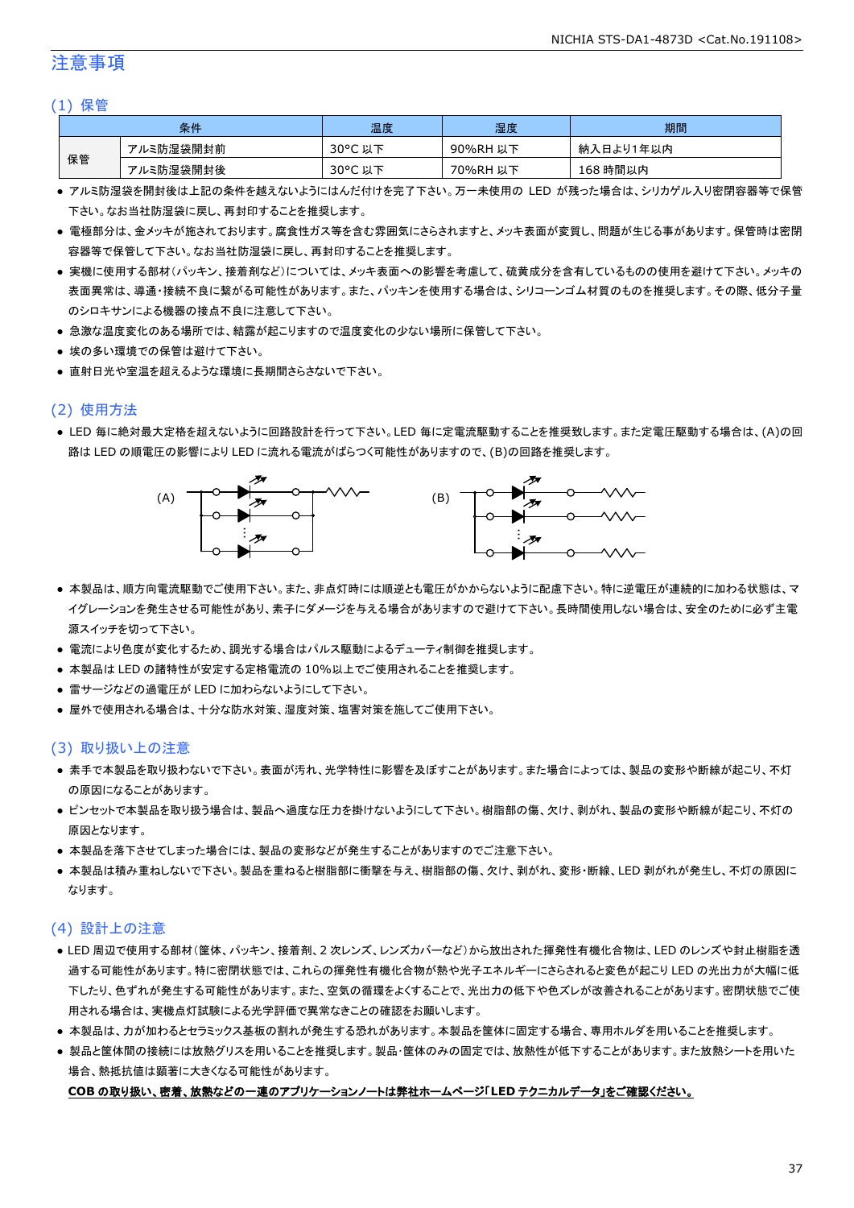# 注意事項

## (1) 保管

| 条件 | | 温度 | 湿度 | 期間 |
|---|---|---|---|---|
| 保管 | アルミ防湿袋開封前 | 30°C 以下 | 90%RH 以下 | 納入日より1年以内 |
| | アルミ防湿袋開封後 | 30°C 以下 | 70%RH 以下 | 168 時間以内 |

- アルミ防湿袋を開封後は上記の条件を越えないようにはんだ付けを完了下さい。万一未使用の LED が残った場合は、シリカゲル入り密閉容器等で保管下さい。なお当社防湿袋に戻し、再封印することを推奨します。
- 電極部分は、金メッキが施されております。腐食性ガス等を含む雰囲気にさらされますと、メッキ表面が変質し、問題が生じる事があります。保管時は密閉容器等で保管して下さい。なお当社防湿袋に戻し、再封印することを推奨します。
- 実機に使用する部材(パッキン、接着剤など)については、メッキ表面への影響を考慮して、硫黄成分を含有しているものの使用を避けて下さい。メッキの表面異常は、導通・接続不良に繋がる可能性があります。また、パッキンを使用する場合は、シリコーンゴム材質のものを推奨します。その際、低分子量のシロキサンによる機器の接点不良に注意して下さい。
- 急激な温度変化のある場所では、結露が起こりますので温度変化の少ない場所に保管して下さい。
- 埃の多い環境での保管は避けて下さい。
- 直射日光や室温を超えるような環境に長期間さらさないで下さい。

## (2) 使用方法

- LED 毎に絶対最大定格を超えないように回路設計を行って下さい。LED 毎に定電流駆動することを推奨致します。また定電圧駆動する場合は、(A)の回路は LED の順電圧の影響により LED に流れる電流がばらつく可能性がありますので、(B)の回路を推奨します。

(A)　(B)

- 本製品は、順方向電流駆動でご使用下さい。また、非点灯時には順逆とも電圧がかからないように配慮下さい。特に逆電圧が連続的に加わる状態は、マイグレーションを発生させる可能性があり、素子にダメージを与える場合がありますので避けて下さい。長時間使用しない場合は、安全のために必ず主電源スイッチを切って下さい。
- 電流により色度が変化するため、調光する場合はパルス駆動によるデューティ制御を推奨します。
- 本製品は LED の諸特性が安定する定格電流の 10%以上でご使用されることを推奨します。
- 雷サージなどの過電圧が LED に加わらないようにして下さい。
- 屋外で使用される場合は、十分な防水対策、湿度対策、塩害対策を施してご使用下さい。

## (3) 取り扱い上の注意

- 素手で本製品を取り扱わないで下さい。表面が汚れ、光学特性に影響を及ぼすことがあります。また場合によっては、製品の変形や断線が起こり、不灯の原因になることがあります。
- ピンセットで本製品を取り扱う場合は、製品へ過度な圧力を掛けないようにして下さい。樹脂部の傷、欠け、剥がれ、製品の変形や断線が起こり、不灯の原因となります。
- 本製品を落下させてしまった場合には、製品の変形などが発生することがありますのでご注意下さい。
- 本製品は積み重ねしないで下さい。製品を重ねると樹脂部に衝撃を与え、樹脂部の傷、欠け、剥がれ、変形・断線、LED 剥がれが発生し、不灯の原因になります。

## (4) 設計上の注意

- LED 周辺で使用する部材(筐体、パッキン、接着剤、2 次レンズ、レンズカバーなど)から放出された揮発性有機化合物は、LED のレンズや封止樹脂を透過する可能性があります。特に密閉状態では、これらの揮発性有機化合物が熱や光子エネルギーにさらされると変色が起こり LED の光出力が大幅に低下したり、色ずれが発生する可能性があります。また、空気の循環をよくすることで、光出力の低下や色ズレが改善されることがあります。密閉状態でご使用される場合は、実機点灯試験による光学評価で異常なきことの確認をお願いします。
- 本製品は、力が加わるとセラミックス基板の割れが発生する恐れがあります。本製品を筐体に固定する場合、専用ホルダを用いることを推奨します。
- 製品と筐体間の接続には放熱グリスを用いることを推奨します。製品・筐体のみの固定では、放熱性が低下することがあります。また放熱シートを用いた場合、熱抵抗値は顕著に大きくなる可能性があります。

**COB の取り扱い、密着、放熱などの一連のアプリケーションノートは弊社ホームページ「LED テクニカルデータ」をご確認ください。**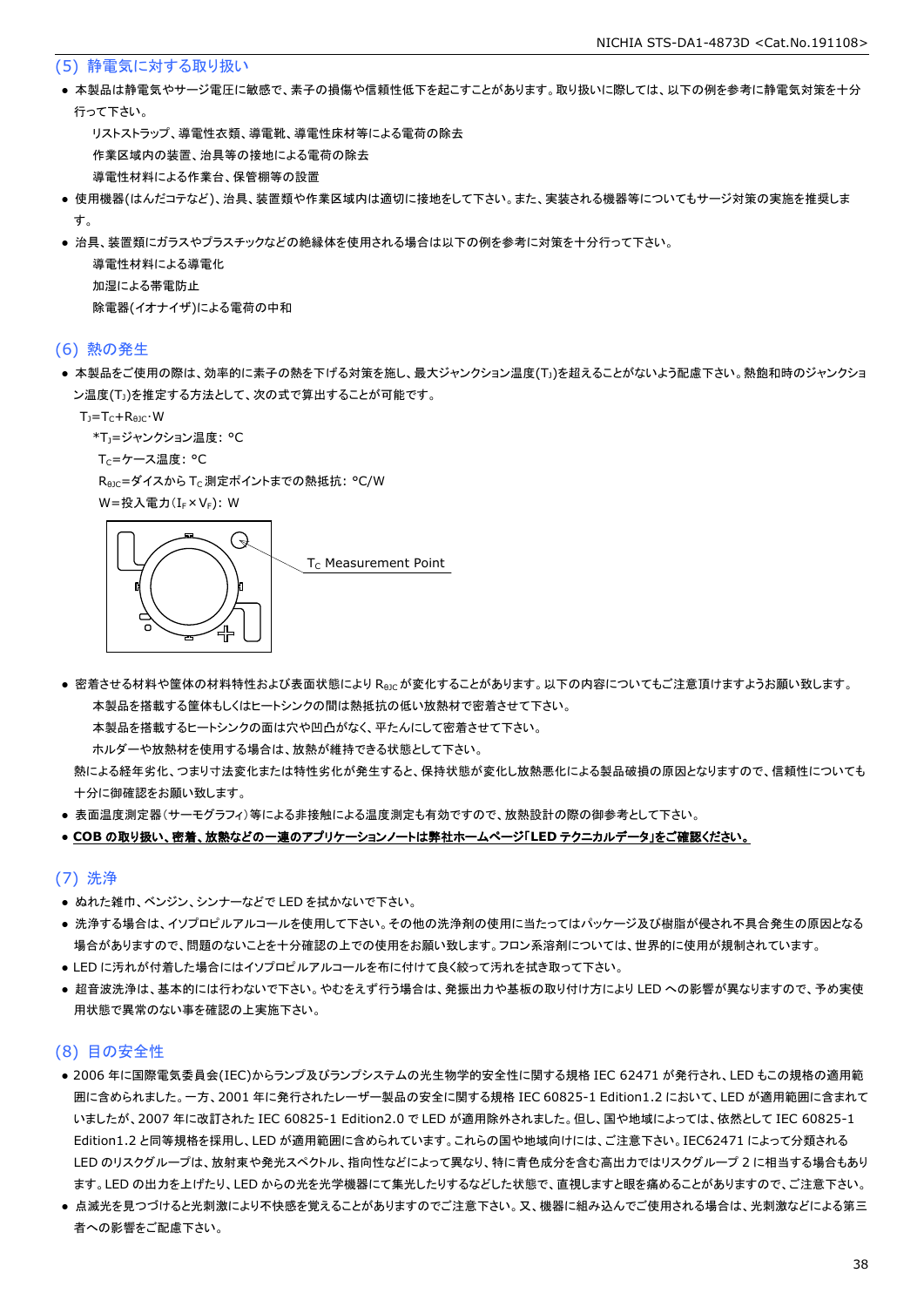## (5) 静電気に対する取り扱い

- 本製品は静電気やサージ電圧に敏感で、素子の損傷や信頼性低下を起こすことがあります。取り扱いに際しては、以下の例を参考に静電気対策を十分行って下さい。
  - リストストラップ、導電性衣類、導電靴、導電性床材等による電荷の除去
  - 作業区域内の装置、治具等の接地による電荷の除去
  - 導電性材料による作業台、保管棚等の設置
- 使用機器(はんだコテなど)、治具、装置類や作業区域内は適切に接地をして下さい。また、実装される機器等についてもサージ対策の実施を推奨します。
- 治具、装置類にガラスやプラスチックなどの絶縁体を使用される場合は以下の例を参考に対策を十分行って下さい。
  - 導電性材料による導電化
  - 加湿による帯電防止
  - 除電器(イオナイザ)による電荷の中和

## (6) 熱の発生

- 本製品をご使用の際は、効率的に素子の熱を下げる対策を施し、最大ジャンクション温度($T_J$)を超えることがないよう配慮下さい。熱飽和時のジャンクション温度($T_J$)を推定する方法として、次の式で算出することが可能です。

  $T_J=T_C+R_{\theta JC}\cdot W$

  *$T_J$=ジャンクション温度: °C

  $T_C$=ケース温度: °C

  $R_{\theta JC}$=ダイスから $T_C$ 測定ポイントまでの熱抵抗: °C/W

  W=投入電力($I_F\times V_F$): W

  $T_C$ Measurement Point

- 密着させる材料や筐体の材料特性および表面状態により $R_{\theta JC}$ が変化することがあります。以下の内容についてもご注意頂けますようお願い致します。
  - 本製品を搭載する筐体もしくはヒートシンクの間は熱抵抗の低い放熱材で密着させて下さい。
  - 本製品を搭載するヒートシンクの面は穴や凹凸がなく、平たんにして密着させて下さい。
  - ホルダーや放熱材を使用する場合は、放熱が維持できる状態として下さい。

  熱による経年劣化、つまり寸法変化または特性劣化が発生すると、保持状態が変化し放熱悪化による製品破損の原因となりますので、信頼性についても十分に御確認をお願い致します。
- 表面温度測定器(サーモグラフィ)等による非接触による温度測定も有効ですので、放熱設計の際の御参考として下さい。
- **COB の取り扱い、密着、放熱などの一連のアプリケーションノートは弊社ホームページ「LED テクニカルデータ」をご確認ください。**

## (7) 洗浄

- ぬれた雑巾、ベンジン、シンナーなどで LED を拭かないで下さい。
- 洗浄する場合は、イソプロピルアルコールを使用して下さい。その他の洗浄剤の使用に当たってはパッケージ及び樹脂が侵され不具合発生の原因となる場合がありますので、問題のないことを十分確認の上での使用をお願い致します。フロン系溶剤については、世界的に使用が規制されています。
- LED に汚れが付着した場合にはイソプロピルアルコールを布に付けて良く絞って汚れを拭き取って下さい。
- 超音波洗浄は、基本的には行わないで下さい。やむをえず行う場合は、発振出力や基板の取り付け方により LED への影響が異なりますので、予め実使用状態で異常のない事を確認の上実施下さい。

## (8) 目の安全性

- 2006 年に国際電気委員会(IEC)からランプ及びランプシステムの光生物学的安全性に関する規格 IEC 62471 が発行され、LED もこの規格の適用範囲に含められました。一方、2001 年に発行されたレーザー製品の安全に関する規格 IEC 60825-1 Edition1.2 において、LED が適用範囲に含まれていましたが、2007 年に改訂された IEC 60825-1 Edition2.0 で LED が適用除外されました。但し、国や地域によっては、依然として IEC 60825-1 Edition1.2 と同等規格を採用し、LED が適用範囲に含められています。これらの国や地域向けには、ご注意下さい。IEC62471 によって分類される LED のリスクグループは、放射束や発光スペクトル、指向性などによって異なり、特に青色成分を含む高出力ではリスクグループ 2 に相当する場合もあります。LED の出力を上げたり、LED からの光を光学機器にて集光したりするなどした状態で、直視しますと眼を痛めることがありますので、ご注意下さい。
- 点滅光を見つづけると光刺激により不快感を覚えることがありますのでご注意下さい。又、機器に組み込んでご使用される場合は、光刺激などによる第三者への影響をご配慮下さい。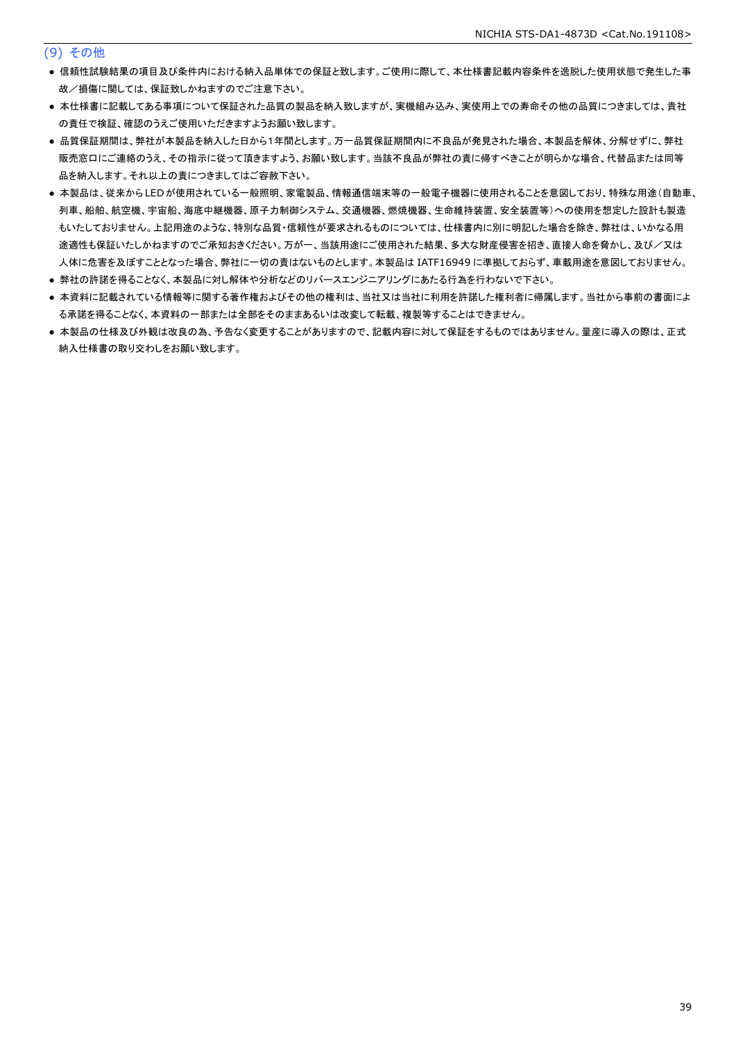## (9) その他

- 信頼性試験結果の項目及び条件内における納入品単体での保証と致します。ご使用に際して、本仕様書記載内容条件を逸脱した使用状態で発生した事故／損傷に関しては、保証致しかねますのでご注意下さい。
- 本仕様書に記載してある事項について保証された品質の製品を納入致しますが、実機組み込み、実使用上での寿命その他の品質につきましては、貴社の責任で検証、確認のうえご使用いただきますようお願い致します。
- 品質保証期間は、弊社が本製品を納入した日から1年間とします。万一品質保証期間内に不良品が発見された場合、本製品を解体、分解せずに、弊社販売窓口にご連絡のうえ、その指示に従って頂きますよう、お願い致します。当該不良品が弊社の責に帰すべきことが明らかな場合、代替品または同等品を納入します。それ以上の責につきましてはご容赦下さい。
- 本製品は、従来からLEDが使用されている一般照明、家電製品、情報通信端末等の一般電子機器に使用されることを意図しており、特殊な用途（自動車、列車、船舶、航空機、宇宙船、海底中継機器、原子力制御システム、交通機器、燃焼機器、生命維持装置、安全装置等）への使用を想定した設計も製造もいたしておりません。上記用途のような、特別な品質・信頼性が要求されるものについては、仕様書内に別に明記した場合を除き、弊社は、いかなる用途適性も保証いたしかねますのでご承知おきください。万が一、当該用途にご使用された結果、多大な財産侵害を招き、直接人命を脅かし、及び／又は人体に危害を及ぼすこととなった場合、弊社に一切の責はないものとします。本製品は IATF16949 に準拠しておらず、車載用途を意図しておりません。
- 弊社の許諾を得ることなく、本製品に対し解体や分析などのリバースエンジニアリングにあたる行為を行わないで下さい。
- 本資料に記載されている情報等に関する著作権およびその他の権利は、当社又は当社に利用を許諾した権利者に帰属します。当社から事前の書面による承諾を得ることなく、本資料の一部または全部をそのままあるいは改変して転載、複製等することはできません。
- 本製品の仕様及び外観は改良の為、予告なく変更することがありますので、記載内容に対して保証をするものではありません。量産に導入の際は、正式納入仕様書の取り交わしをお願い致します。